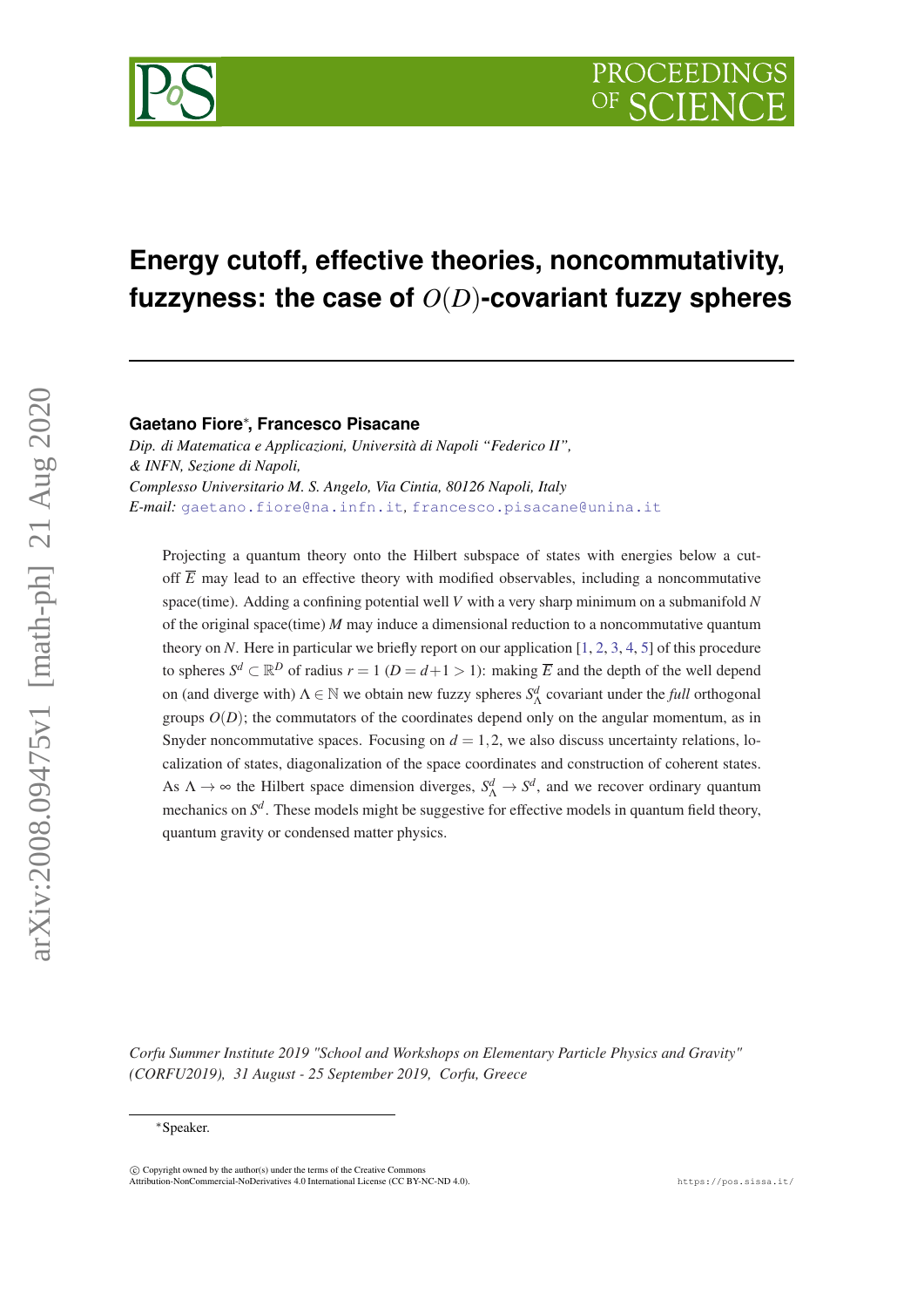# Energy cutoff, effective theories, noncommutativity, fuzzyness: the case of $O(D)$-covariant fuzzy spheres

**Gaetano Fiore***, **Francesco Pisacane**

*Dip. di Matematica e Applicazioni, Università di Napoli "Federico II",*
*& INFN, Sezione di Napoli,*
*Complesso Universitario M. S. Angelo, Via Cintia, 80126 Napoli, Italy*
*E-mail:* gaetano.fiore@na.infn.it, francesco.pisacane@unina.it

Projecting a quantum theory onto the Hilbert subspace of states with energies below a cutoff $\overline{E}$ may lead to an effective theory with modified observables, including a noncommutative space(time). Adding a confining potential well $V$ with a very sharp minimum on a submanifold $N$ of the original space(time) $M$ may induce a dimensional reduction to a noncommutative quantum theory on $N$. Here in particular we briefly report on our application [1, 2, 3, 4, 5] of this procedure to spheres $S^d \subset \mathbb{R}^D$ of radius $r = 1$ ($D = d+1 > 1$): making $\overline{E}$ and the depth of the well depend on (and diverge with) $\Lambda \in \mathbb{N}$ we obtain new fuzzy spheres $S^d_\Lambda$ covariant under the *full* orthogonal groups $O(D)$; the commutators of the coordinates depend only on the angular momentum, as in Snyder noncommutative spaces. Focusing on $d = 1, 2$, we also discuss uncertainty relations, localization of states, diagonalization of the space coordinates and construction of coherent states. As $\Lambda \to \infty$ the Hilbert space dimension diverges, $S^d_\Lambda \to S^d$, and we recover ordinary quantum mechanics on $S^d$. These models might be suggestive for effective models in quantum field theory, quantum gravity or condensed matter physics.

*Corfu Summer Institute 2019 "School and Workshops on Elementary Particle Physics and Gravity" (CORFU2019), 31 August - 25 September 2019, Corfu, Greece*

*Speaker.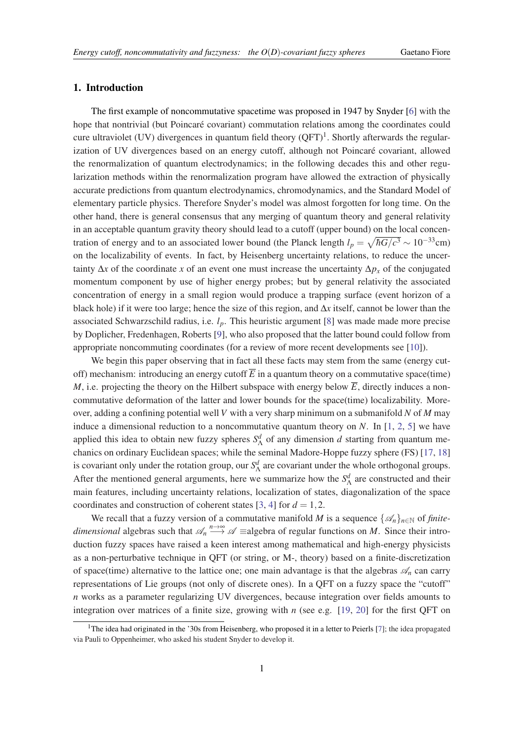## 1. Introduction

The first example of noncommutative spacetime was proposed in 1947 by Snyder [6] with the hope that nontrivial (but Poincaré covariant) commutation relations among the coordinates could cure ultraviolet (UV) divergences in quantum field theory (QFT)[1]. Shortly afterwards the regularization of UV divergences based on an energy cutoff, although not Poincaré covariant, allowed the renormalization of quantum electrodynamics; in the following decades this and other regularization methods within the renormalization program have allowed the extraction of physically accurate predictions from quantum electrodynamics, chromodynamics, and the Standard Model of elementary particle physics. Therefore Snyder's model was almost forgotten for long time. On the other hand, there is general consensus that any merging of quantum theory and general relativity in an acceptable quantum gravity theory should lead to a cutoff (upper bound) on the local concentration of energy and to an associated lower bound (the Planck length $l_p = \sqrt{\hbar G/c^3} \sim 10^{-33}$cm) on the localizability of events. In fact, by Heisenberg uncertainty relations, to reduce the uncertainty $\Delta x$ of the coordinate $x$ of an event one must increase the uncertainty $\Delta p_x$ of the conjugated momentum component by use of higher energy probes; but by general relativity the associated concentration of energy in a small region would produce a trapping surface (event horizon of a black hole) if it were too large; hence the size of this region, and $\Delta x$ itself, cannot be lower than the associated Schwarzschild radius, i.e. $l_p$. This heuristic argument [8] was made made more precise by Doplicher, Fredenhagen, Roberts [9], who also proposed that the latter bound could follow from appropriate noncommuting coordinates (for a review of more recent developments see [10]).

We begin this paper observing that in fact all these facts may stem from the same (energy cutoff) mechanism: introducing an energy cutoff $\overline{E}$ in a quantum theory on a commutative space(time) $M$, i.e. projecting the theory on the Hilbert subspace with energy below $\overline{E}$, directly induces a noncommutative deformation of the latter and lower bounds for the space(time) localizability. Moreover, adding a confining potential well $V$ with a very sharp minimum on a submanifold $N$ of $M$ may induce a dimensional reduction to a noncommutative quantum theory on $N$. In [1, 2, 5] we have applied this idea to obtain new fuzzy spheres $S^d_\Lambda$ of any dimension $d$ starting from quantum mechanics on ordinary Euclidean spaces; while the seminal Madore-Hoppe fuzzy sphere (FS) [17, 18] is covariant only under the rotation group, our $S^d_\Lambda$ are covariant under the whole orthogonal groups. After the mentioned general arguments, here we summarize how the $S^d_\Lambda$ are constructed and their main features, including uncertainty relations, localization of states, diagonalization of the space coordinates and construction of coherent states [3, 4] for $d = 1, 2$.

We recall that a fuzzy version of a commutative manifold $M$ is a sequence $\{\mathscr{A}_n\}_{n\in\mathbb{N}}$ of *finite-dimensional* algebras such that $\mathscr{A}_n \xrightarrow{n\to\infty} \mathscr{A} \equiv$algebra of regular functions on $M$. Since their introduction fuzzy spaces have raised a keen interest among mathematical and high-energy physicists as a non-perturbative technique in QFT (or string, or M-, theory) based on a finite-discretization of space(time) alternative to the lattice one; one main advantage is that the algebras $\mathscr{A}_n$ can carry representations of Lie groups (not only of discrete ones). In a QFT on a fuzzy space the "cutoff" $n$ works as a parameter regularizing UV divergences, because integration over fields amounts to integration over matrices of a finite size, growing with $n$ (see e.g. [19, 20] for the first QFT on

[1] The idea had originated in the '30s from Heisenberg, who proposed it in a letter to Peierls [7]; the idea propagated via Pauli to Oppenheimer, who asked his student Snyder to develop it.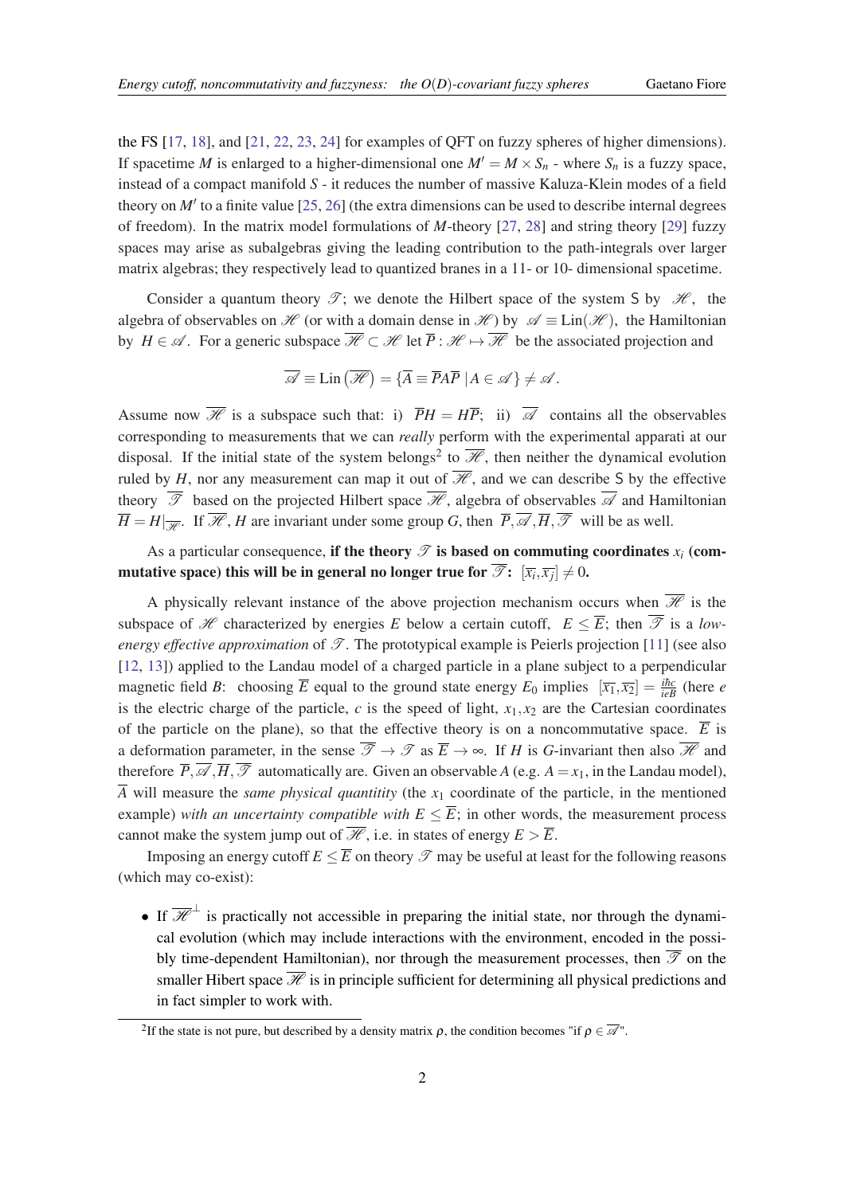the FS [17, 18], and [21, 22, 23, 24] for examples of QFT on fuzzy spheres of higher dimensions). If spacetime $M$ is enlarged to a higher-dimensional one $M' = M \times S_n$ - where $S_n$ is a fuzzy space, instead of a compact manifold $S$ - it reduces the number of massive Kaluza-Klein modes of a field theory on $M'$ to a finite value [25, 26] (the extra dimensions can be used to describe internal degrees of freedom). In the matrix model formulations of $M$-theory [27, 28] and string theory [29] fuzzy spaces may arise as subalgebras giving the leading contribution to the path-integrals over larger matrix algebras; they respectively lead to quantized branes in a 11- or 10- dimensional spacetime.

Consider a quantum theory $\mathscr{T}$; we denote the Hilbert space of the system $\mathsf{S}$ by $\mathscr{H}$, the algebra of observables on $\mathscr{H}$ (or with a domain dense in $\mathscr{H}$) by $\mathscr{A} \equiv \mathrm{Lin}(\mathscr{H})$, the Hamiltonian by $H \in \mathscr{A}$. For a generic subspace $\overline{\mathscr{H}} \subset \mathscr{H}$ let $\overline{P} : \mathscr{H} \mapsto \overline{\mathscr{H}}$ be the associated projection and

$$\overline{\mathscr{A}} \equiv \mathrm{Lin}\left(\overline{\mathscr{H}}\right) = \{\overline{A} \equiv \overline{P}A\overline{P} \mid A \in \mathscr{A}\} \neq \mathscr{A}.$$

Assume now $\overline{\mathscr{H}}$ is a subspace such that: i) $\overline{P}H = H\overline{P}$; ii) $\overline{\mathscr{A}}$ contains all the observables corresponding to measurements that we can *really* perform with the experimental apparati at our disposal. If the initial state of the system belongs[2] to $\overline{\mathscr{H}}$, then neither the dynamical evolution ruled by $H$, nor any measurement can map it out of $\overline{\mathscr{H}}$, and we can describe $\mathsf{S}$ by the effective theory $\overline{\mathscr{T}}$ based on the projected Hilbert space $\overline{\mathscr{H}}$, algebra of observables $\overline{\mathscr{A}}$ and Hamiltonian $\overline{H} = H|_{\overline{\mathscr{H}}}$. If $\overline{\mathscr{H}}$, $H$ are invariant under some group $G$, then $\overline{P}, \overline{\mathscr{A}}, \overline{H}, \overline{\mathscr{T}}$ will be as well.

As a particular consequence, **if the theory $\mathscr{T}$ is based on commuting coordinates $x_i$ (commutative space) this will be in general no longer true for $\overline{\mathscr{T}}$: $[\overline{x_i}, \overline{x_j}] \neq 0$.**

A physically relevant instance of the above projection mechanism occurs when $\overline{\mathscr{H}}$ is the subspace of $\mathscr{H}$ characterized by energies $E$ below a certain cutoff, $E \leq \overline{E}$; then $\overline{\mathscr{T}}$ is a *low-energy effective approximation* of $\mathscr{T}$. The prototypical example is Peierls projection [11] (see also [12, 13]) applied to the Landau model of a charged particle in a plane subject to a perpendicular magnetic field $B$: choosing $\overline{E}$ equal to the ground state energy $E_0$ implies $[\overline{x_1}, \overline{x_2}] = \frac{i\hbar c}{ieB}$ (here $e$ is the electric charge of the particle, $c$ is the speed of light, $x_1, x_2$ are the Cartesian coordinates of the particle on the plane), so that the effective theory is on a noncommutative space. $\overline{E}$ is a deformation parameter, in the sense $\overline{\mathscr{T}} \to \mathscr{T}$ as $\overline{E} \to \infty$. If $H$ is $G$-invariant then also $\overline{\mathscr{H}}$ and therefore $\overline{P}, \overline{\mathscr{A}}, \overline{H}, \overline{\mathscr{T}}$ automatically are. Given an observable $A$ (e.g. $A = x_1$, in the Landau model), $\overline{A}$ will measure the *same physical quantitity* (the $x_1$ coordinate of the particle, in the mentioned example) *with an uncertainty compatible with* $E \leq \overline{E}$; in other words, the measurement process cannot make the system jump out of $\overline{\mathscr{H}}$, i.e. in states of energy $E > \overline{E}$.

Imposing an energy cutoff $E \leq \overline{E}$ on theory $\mathscr{T}$ may be useful at least for the following reasons (which may co-exist):

- If $\overline{\mathscr{H}}^{\perp}$ is practically not accessible in preparing the initial state, nor through the dynamical evolution (which may include interactions with the environment, encoded in the possibly time-dependent Hamiltonian), nor through the measurement processes, then $\overline{\mathscr{T}}$ on the smaller Hibert space $\overline{\mathscr{H}}$ is in principle sufficient for determining all physical predictions and in fact simpler to work with.

[2] If the state is not pure, but described by a density matrix $\rho$, the condition becomes "if $\rho \in \overline{\mathscr{A}}$".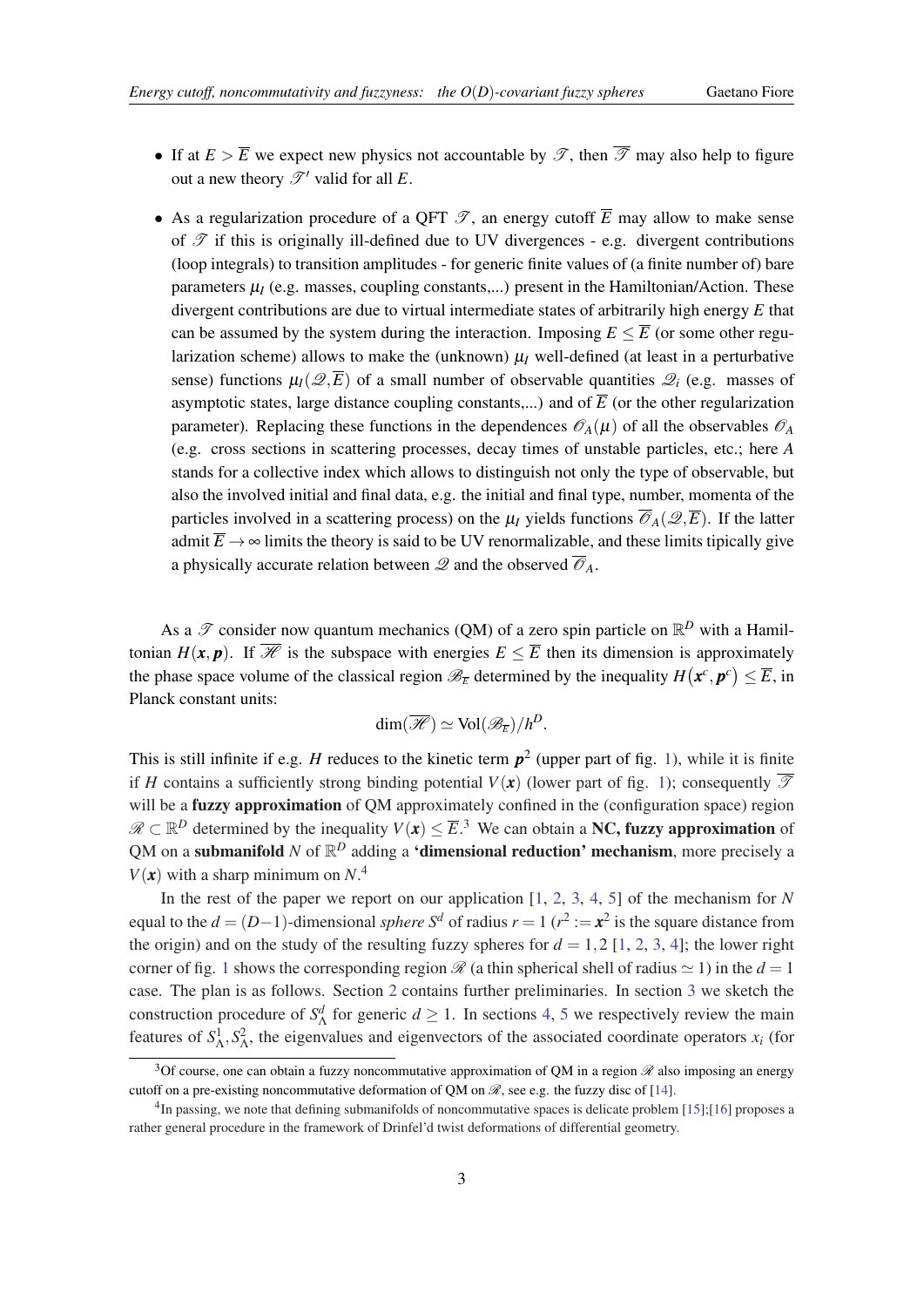- If at $E > \overline{E}$ we expect new physics not accountable by $\mathscr{T}$, then $\overline{\mathscr{T}}$ may also help to figure out a new theory $\mathscr{T}'$ valid for all $E$.
- As a regularization procedure of a QFT $\mathscr{T}$, an energy cutoff $\overline{E}$ may allow to make sense of $\mathscr{T}$ if this is originally ill-defined due to UV divergences - e.g. divergent contributions (loop integrals) to transition amplitudes - for generic finite values of (a finite number of) bare parameters $\mu_I$ (e.g. masses, coupling constants,...) present in the Hamiltonian/Action. These divergent contributions are due to virtual intermediate states of arbitrarily high energy $E$ that can be assumed by the system during the interaction. Imposing $E \le \overline{E}$ (or some other regularization scheme) allows to make the (unknown) $\mu_I$ well-defined (at least in a perturbative sense) functions $\mu_I(\mathscr{Q}, \overline{E})$ of a small number of observable quantities $\mathscr{Q}_i$ (e.g. masses of asymptotic states, large distance coupling constants,...) and of $\overline{E}$ (or the other regularization parameter). Replacing these functions in the dependences $\mathscr{O}_A(\mu)$ of all the observables $\mathscr{O}_A$ (e.g. cross sections in scattering processes, decay times of unstable particles, etc.; here $A$ stands for a collective index which allows to distinguish not only the type of observable, but also the involved initial and final data, e.g. the initial and final type, number, momenta of the particles involved in a scattering process) on the $\mu_I$ yields functions $\overline{\mathscr{O}}_A(\mathscr{Q}, \overline{E})$. If the latter admit $\overline{E} \to \infty$ limits the theory is said to be UV renormalizable, and these limits tipically give a physically accurate relation between $\mathscr{Q}$ and the observed $\overline{\mathscr{O}}_A$.

As a $\mathscr{T}$ consider now quantum mechanics (QM) of a zero spin particle on $\mathbb{R}^D$ with a Hamiltonian $H(\boldsymbol{x}, \boldsymbol{p})$. If $\overline{\mathscr{H}}$ is the subspace with energies $E \le \overline{E}$ then its dimension is approximately the phase space volume of the classical region $\mathscr{B}_{\overline{E}}$ determined by the inequality $H(\boldsymbol{x}^c, \boldsymbol{p}^c) \le \overline{E}$, in Planck constant units:

$$\dim(\overline{\mathscr{H}}) \simeq \mathrm{Vol}(\mathscr{B}_{\overline{E}})/h^D.$$

This is still infinite if e.g. $H$ reduces to the kinetic term $\boldsymbol{p}^2$ (upper part of fig. 1), while it is finite if $H$ contains a sufficiently strong binding potential $V(\boldsymbol{x})$ (lower part of fig. 1); consequently $\overline{\mathscr{T}}$ will be a **fuzzy approximation** of QM approximately confined in the (configuration space) region $\mathscr{R} \subset \mathbb{R}^D$ determined by the inequality $V(\boldsymbol{x}) \le \overline{E}$.[3] We can obtain a **NC, fuzzy approximation** of QM on a **submanifold** $N$ of $\mathbb{R}^D$ adding a **'dimensional reduction' mechanism**, more precisely a $V(\boldsymbol{x})$ with a sharp minimum on $N$.[4]

In the rest of the paper we report on our application [1, 2, 3, 4, 5] of the mechanism for $N$ equal to the $d = (D-1)$-dimensional *sphere* $S^d$ of radius $r = 1$ ($r^2 := \boldsymbol{x}^2$ is the square distance from the origin) and on the study of the resulting fuzzy spheres for $d = 1, 2$ [1, 2, 3, 4]; the lower right corner of fig. 1 shows the corresponding region $\mathscr{R}$ (a thin spherical shell of radius $\simeq 1$) in the $d = 1$ case. The plan is as follows. Section 2 contains further preliminaries. In section 3 we sketch the construction procedure of $S^d_\Lambda$ for generic $d \ge 1$. In sections 4, 5 we respectively review the main features of $S^1_\Lambda, S^2_\Lambda$, the eigenvalues and eigenvectors of the associated coordinate operators $x_i$ (for

[3] Of course, one can obtain a fuzzy noncommutative approximation of QM in a region $\mathscr{R}$ also imposing an energy cutoff on a pre-existing noncommutative deformation of QM on $\mathscr{R}$, see e.g. the fuzzy disc of [14].

[4] In passing, we note that defining submanifolds of noncommutative spaces is delicate problem [15];[16] proposes a rather general procedure in the framework of Drinfel'd twist deformations of differential geometry.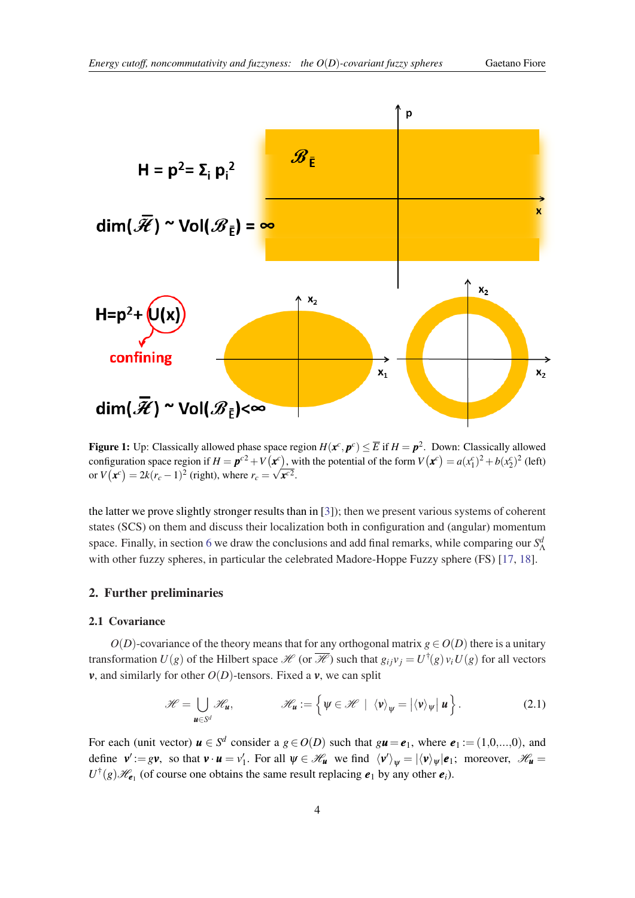**Figure 1:** Up: Classically allowed phase space region $H(\boldsymbol{x}^c,\boldsymbol{p}^c)\le\overline{E}$ if $H=\boldsymbol{p}^2$. Down: Classically allowed configuration space region if $H=\boldsymbol{p}^{c2}+V(\boldsymbol{x}^c)$, with the potential of the form $V(\boldsymbol{x}^c)=a(x_1^c)^2+b(x_2^c)^2$ (left) or $V(\boldsymbol{x}^c)=2k(r_c-1)^2$ (right), where $r_c=\sqrt{\boldsymbol{x}^{c2}}$.

the latter we prove slightly stronger results than in [3]); then we present various systems of coherent states (SCS) on them and discuss their localization both in configuration and (angular) momentum space. Finally, in section 6 we draw the conclusions and add final remarks, while comparing our $S^d_\Lambda$ with other fuzzy spheres, in particular the celebrated Madore-Hoppe Fuzzy sphere (FS) [17, 18].

## 2. Further preliminaries

### 2.1 Covariance

$O(D)$-covariance of the theory means that for any orthogonal matrix $g\in O(D)$ there is a unitary transformation $U(g)$ of the Hilbert space $\mathscr{H}$ (or $\overline{\mathscr{H}}$) such that $g_{ij}v_j=U^\dagger(g)\,v_i\,U(g)$ for all vectors $\boldsymbol{v}$, and similarly for other $O(D)$-tensors. Fixed a $\boldsymbol{v}$, we can split

$$\mathscr{H}=\bigcup_{\boldsymbol{u}\in S^d}\mathscr{H}_{\boldsymbol{u}},\qquad \mathscr{H}_{\boldsymbol{u}}:=\Big\{\psi\in\mathscr{H}\ \mid\ \langle\boldsymbol{v}\rangle_\psi=|\langle\boldsymbol{v}\rangle_\psi|\,\boldsymbol{u}\Big\}. \tag{2.1}$$

For each (unit vector) $\boldsymbol{u}\in S^d$ consider a $g\in O(D)$ such that $g\boldsymbol{u}=\boldsymbol{e}_1$, where $\boldsymbol{e}_1:=(1,0,...,0)$, and define $\boldsymbol{v}':=g\boldsymbol{v}$, so that $\boldsymbol{v}\cdot\boldsymbol{u}=v_1'$. For all $\psi\in\mathscr{H}_{\boldsymbol{u}}$ we find $\langle\boldsymbol{v}'\rangle_\psi=|\langle\boldsymbol{v}\rangle_\psi|\boldsymbol{e}_1$; moreover, $\mathscr{H}_{\boldsymbol{u}}=U^\dagger(g)\mathscr{H}_{\boldsymbol{e}_1}$ (of course one obtains the same result replacing $\boldsymbol{e}_1$ by any other $\boldsymbol{e}_i$).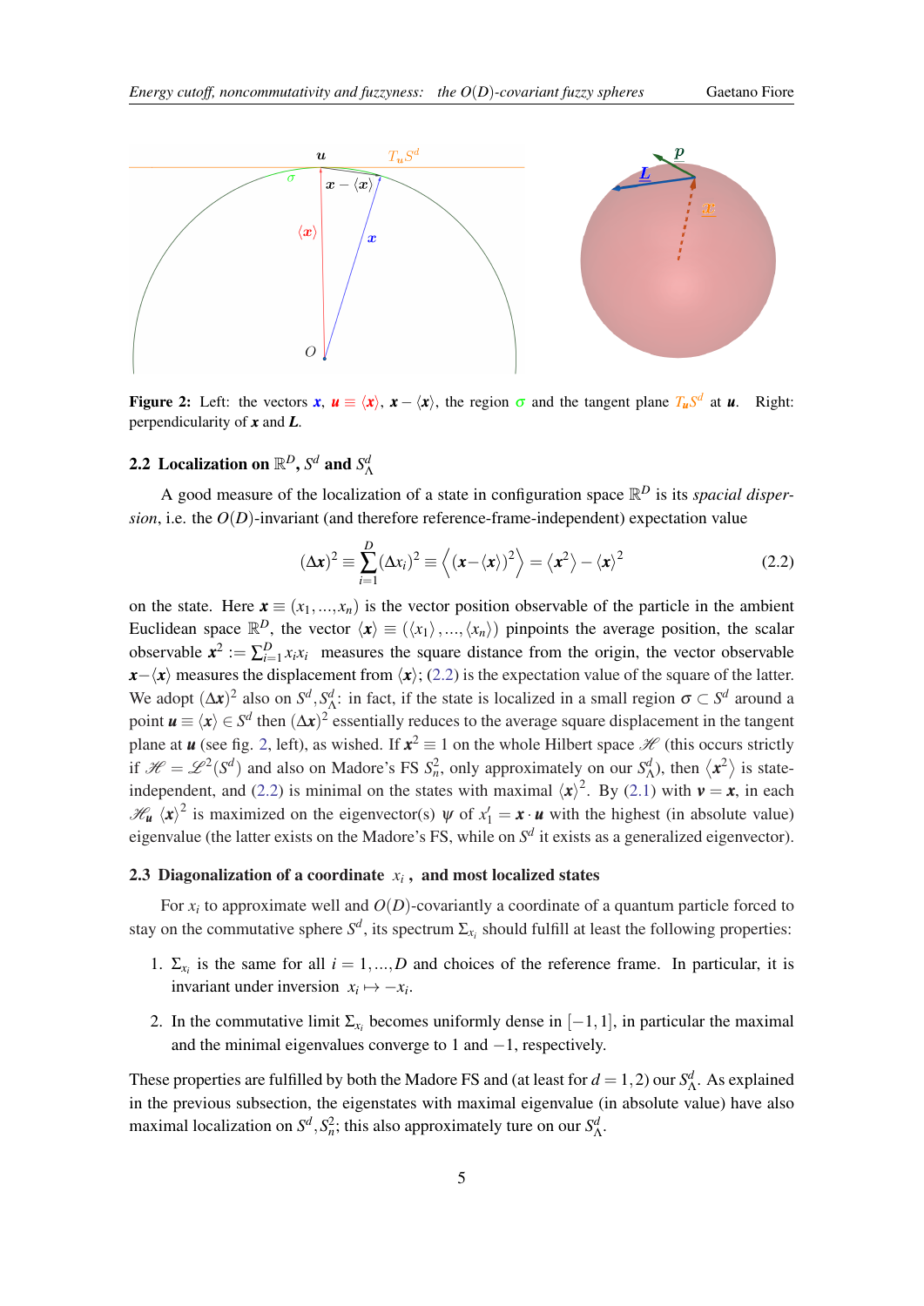**Figure 2:** Left: the vectors $\boldsymbol{x}$, $\boldsymbol{u} \equiv \langle\boldsymbol{x}\rangle$, $\boldsymbol{x}-\langle\boldsymbol{x}\rangle$, the region $\sigma$ and the tangent plane $T_{\boldsymbol{u}}S^d$ at $\boldsymbol{u}$. Right: perpendicularity of $\boldsymbol{x}$ and $\boldsymbol{L}$.

### 2.2 Localization on $\mathbb{R}^D$, $S^d$ and $S^d_\Lambda$

A good measure of the localization of a state in configuration space $\mathbb{R}^D$ is its *spacial dispersion*, i.e. the $O(D)$-invariant (and therefore reference-frame-independent) expectation value

$$(\Delta\boldsymbol{x})^2 \equiv \sum_{i=1}^{D}(\Delta x_i)^2 \equiv \left\langle\left(\boldsymbol{x}-\langle\boldsymbol{x}\rangle\right)^2\right\rangle = \left\langle\boldsymbol{x}^2\right\rangle - \langle\boldsymbol{x}\rangle^2 \tag{2.2}$$

on the state. Here $\boldsymbol{x} \equiv (x_1,...,x_n)$ is the vector position observable of the particle in the ambient Euclidean space $\mathbb{R}^D$, the vector $\langle\boldsymbol{x}\rangle \equiv (\langle x_1\rangle,...,\langle x_n\rangle)$ pinpoints the average position, the scalar observable $\boldsymbol{x}^2 := \sum_{i=1}^{D} x_i x_i$ measures the square distance from the origin, the vector observable $\boldsymbol{x}-\langle\boldsymbol{x}\rangle$ measures the displacement from $\langle\boldsymbol{x}\rangle$; (2.2) is the expectation value of the square of the latter. We adopt $(\Delta\boldsymbol{x})^2$ also on $S^d, S^d_\Lambda$: in fact, if the state is localized in a small region $\sigma \subset S^d$ around a point $\boldsymbol{u} \equiv \langle\boldsymbol{x}\rangle \in S^d$ then $(\Delta\boldsymbol{x})^2$ essentially reduces to the average square displacement in the tangent plane at $\boldsymbol{u}$ (see fig. 2, left), as wished. If $\boldsymbol{x}^2 \equiv 1$ on the whole Hilbert space $\mathscr{H}$ (this occurs strictly if $\mathscr{H} = \mathscr{L}^2(S^d)$ and also on Madore's FS $S^2_n$, only approximately on our $S^d_\Lambda$), then $\left\langle\boldsymbol{x}^2\right\rangle$ is state-independent, and (2.2) is minimal on the states with maximal $\langle\boldsymbol{x}\rangle^2$. By (2.1) with $\boldsymbol{v}=\boldsymbol{x}$, in each $\mathscr{H}_{\boldsymbol{u}}$ $\langle\boldsymbol{x}\rangle^2$ is maximized on the eigenvector(s) $\psi$ of $x'_1 = \boldsymbol{x}\cdot\boldsymbol{u}$ with the highest (in absolute value) eigenvalue (the latter exists on the Madore's FS, while on $S^d$ it exists as a generalized eigenvector).

### 2.3 Diagonalization of a coordinate $x_i$, and most localized states

For $x_i$ to approximate well and $O(D)$-covariantly a coordinate of a quantum particle forced to stay on the commutative sphere $S^d$, its spectrum $\Sigma_{x_i}$ should fulfill at least the following properties:

1. $\Sigma_{x_i}$ is the same for all $i=1,...,D$ and choices of the reference frame. In particular, it is invariant under inversion $x_i \mapsto -x_i$.

2. In the commutative limit $\Sigma_{x_i}$ becomes uniformly dense in $[-1,1]$, in particular the maximal and the minimal eigenvalues converge to 1 and $-1$, respectively.

These properties are fulfilled by both the Madore FS and (at least for $d=1,2$) our $S^d_\Lambda$. As explained in the previous subsection, the eigenstates with maximal eigenvalue (in absolute value) have also maximal localization on $S^d, S^2_n$; this also approximately ture on our $S^d_\Lambda$.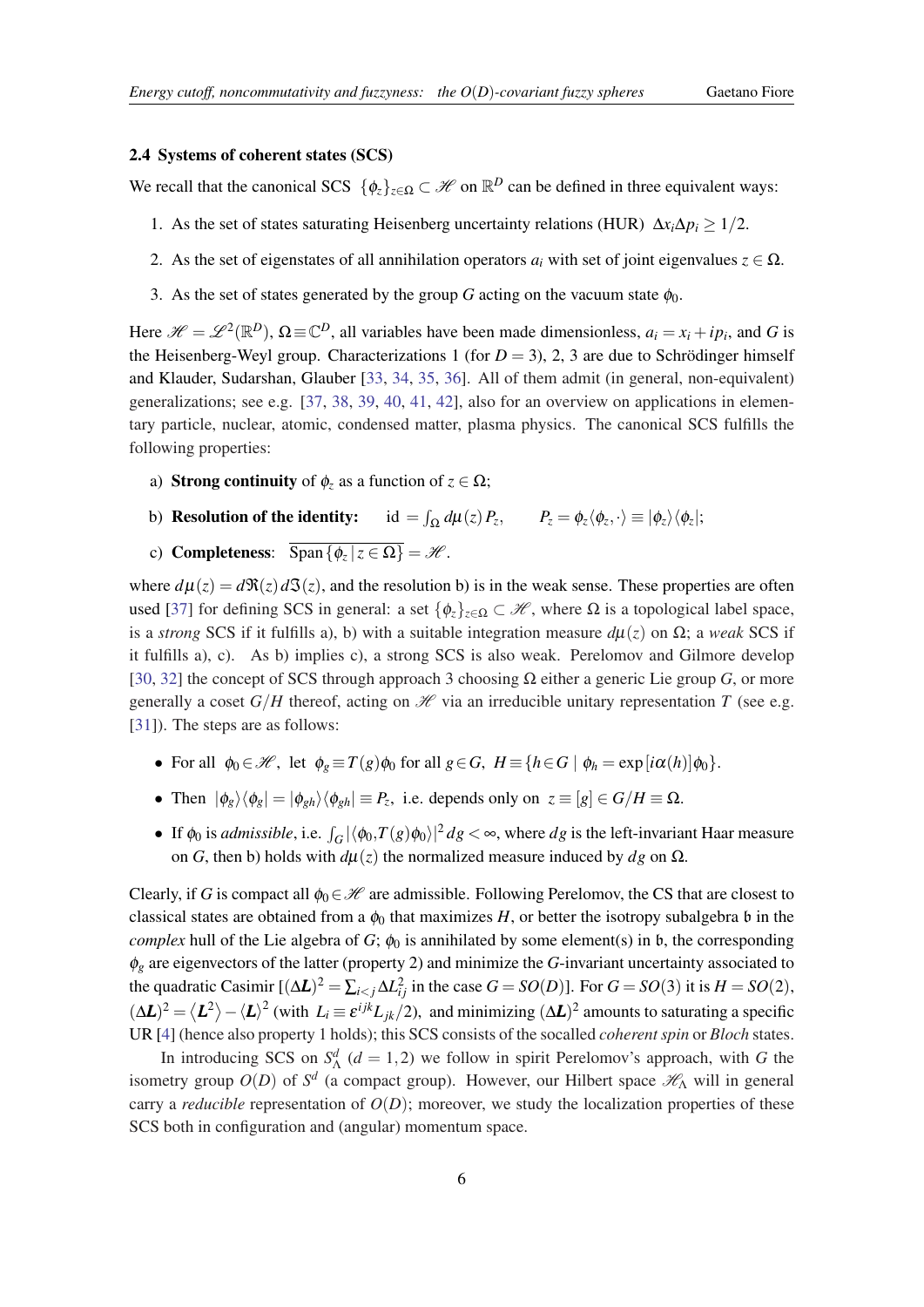### 2.4 Systems of coherent states (SCS)

We recall that the canonical SCS $\{\phi_z\}_{z\in\Omega}\subset\mathscr{H}$ on $\mathbb{R}^D$ can be defined in three equivalent ways:

1. As the set of states saturating Heisenberg uncertainty relations (HUR) $\Delta x_i \Delta p_i \geq 1/2$.
2. As the set of eigenstates of all annihilation operators $a_i$ with set of joint eigenvalues $z\in\Omega$.
3. As the set of states generated by the group $G$ acting on the vacuum state $\phi_0$.

Here $\mathscr{H}=\mathscr{L}^2(\mathbb{R}^D)$, $\Omega\equiv\mathbb{C}^D$, all variables have been made dimensionless, $a_i = x_i + ip_i$, and $G$ is the Heisenberg-Weyl group. Characterizations 1 (for $D=3$), 2, 3 are due to Schrödinger himself and Klauder, Sudarshan, Glauber [33, 34, 35, 36]. All of them admit (in general, non-equivalent) generalizations; see e.g. [37, 38, 39, 40, 41, 42], also for an overview on applications in elementary particle, nuclear, atomic, condensed matter, plasma physics. The canonical SCS fulfills the following properties:

a) **Strong continuity** of $\phi_z$ as a function of $z\in\Omega$;

b) **Resolution of the identity:** $\quad \mathrm{id} = \int_\Omega d\mu(z)\, P_z, \qquad P_z = \phi_z\langle\phi_z,\cdot\rangle \equiv |\phi_z\rangle\langle\phi_z|$;

c) **Completeness**: $\overline{\mathrm{Span}\{\phi_z\,|\,z\in\Omega\}}=\mathscr{H}$.

where $d\mu(z) = d\Re(z)\,d\Im(z)$, and the resolution b) is in the weak sense. These properties are often used [37] for defining SCS in general: a set $\{\phi_z\}_{z\in\Omega}\subset\mathscr{H}$, where $\Omega$ is a topological label space, is a *strong* SCS if it fulfills a), b) with a suitable integration measure $d\mu(z)$ on $\Omega$; a *weak* SCS if it fulfills a), c). As b) implies c), a strong SCS is also weak. Perelomov and Gilmore develop [30, 32] the concept of SCS through approach 3 choosing $\Omega$ either a generic Lie group $G$, or more generally a coset $G/H$ thereof, acting on $\mathscr{H}$ via an irreducible unitary representation $T$ (see e.g. [31]). The steps are as follows:

- For all $\phi_0\in\mathscr{H}$, let $\phi_g\equiv T(g)\phi_0$ for all $g\in G$, $H\equiv\{h\in G\mid \phi_h=\exp[i\alpha(h)]\phi_0\}$.
- Then $|\phi_g\rangle\langle\phi_g| = |\phi_{gh}\rangle\langle\phi_{gh}|\equiv P_z$, i.e. depends only on $z\equiv[g]\in G/H\equiv\Omega$.
- If $\phi_0$ is *admissible*, i.e. $\int_G|\langle\phi_0,T(g)\phi_0\rangle|^2\,dg<\infty$, where $dg$ is the left-invariant Haar measure on $G$, then b) holds with $d\mu(z)$ the normalized measure induced by $dg$ on $\Omega$.

Clearly, if $G$ is compact all $\phi_0\in\mathscr{H}$ are admissible. Following Perelomov, the CS that are closest to classical states are obtained from a $\phi_0$ that maximizes $H$, or better the isotropy subalgebra $\mathfrak{b}$ in the *complex* hull of the Lie algebra of $G$; $\phi_0$ is annihilated by some element(s) in $\mathfrak{b}$, the corresponding $\phi_g$ are eigenvectors of the latter (property 2) and minimize the $G$-invariant uncertainty associated to the quadratic Casimir [$(\Delta\boldsymbol{L})^2=\sum_{i<j}\Delta L_{ij}^2$ in the case $G=SO(D)$]. For $G=SO(3)$ it is $H=SO(2)$, $(\Delta\boldsymbol{L})^2=\langle\boldsymbol{L}^2\rangle-\langle\boldsymbol{L}\rangle^2$ (with $L_i\equiv\varepsilon^{ijk}L_{jk}/2$), and minimizing $(\Delta\boldsymbol{L})^2$ amounts to saturating a specific UR [4] (hence also property 1 holds); this SCS consists of the socalled *coherent spin* or *Bloch* states.

In introducing SCS on $S^d_\Lambda$ ($d=1,2$) we follow in spirit Perelomov's approach, with $G$ the isometry group $O(D)$ of $S^d$ (a compact group). However, our Hilbert space $\mathscr{H}_\Lambda$ will in general carry a *reducible* representation of $O(D)$; moreover, we study the localization properties of these SCS both in configuration and (angular) momentum space.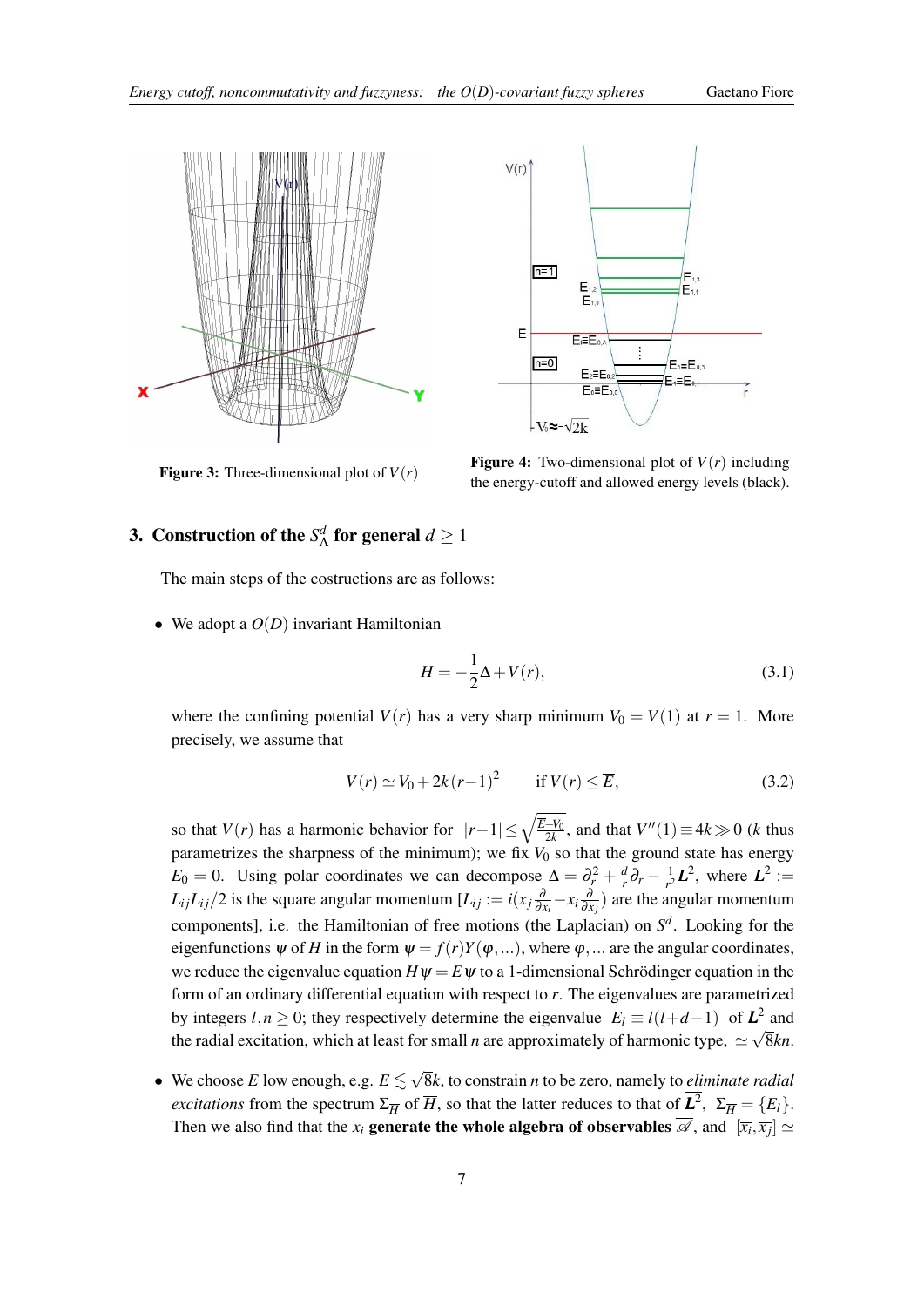Figure 3: Three-dimensional plot of $V(r)$

Figure 4: Two-dimensional plot of $V(r)$ including the energy-cutoff and allowed energy levels (black).

## 3. Construction of the $S^d_\Lambda$ for general $d \geq 1$

The main steps of the costructions are as follows:

- We adopt a $O(D)$ invariant Hamiltonian

$$H = -\frac{1}{2}\Delta + V(r), \tag{3.1}$$

where the confining potential $V(r)$ has a very sharp minimum $V_0 = V(1)$ at $r = 1$. More precisely, we assume that

$$V(r) \simeq V_0 + 2k(r-1)^2 \qquad \text{if } V(r) \leq \overline{E}, \tag{3.2}$$

so that $V(r)$ has a harmonic behavior for $|r-1| \leq \sqrt{\frac{\overline{E}-V_0}{2k}}$, and that $V''(1) \equiv 4k \gg 0$ ($k$ thus parametrizes the sharpness of the minimum); we fix $V_0$ so that the ground state has energy $E_0 = 0$. Using polar coordinates we can decompose $\Delta = \partial_r^2 + \frac{d}{r}\partial_r - \frac{1}{r^2}\boldsymbol{L}^2$, where $\boldsymbol{L}^2 := L_{ij}L_{ij}/2$ is the square angular momentum [$L_{ij} := i(x_j\frac{\partial}{\partial x_i} - x_i\frac{\partial}{\partial x_j})$ are the angular momentum components], i.e. the Hamiltonian of free motions (the Laplacian) on $S^d$. Looking for the eigenfunctions $\psi$ of $H$ in the form $\psi = f(r)Y(\varphi,\ldots)$, where $\varphi,\ldots$ are the angular coordinates, we reduce the eigenvalue equation $H\psi = E\psi$ to a 1-dimensional Schrödinger equation in the form of an ordinary differential equation with respect to $r$. The eigenvalues are parametrized by integers $l,n \geq 0$; they respectively determine the eigenvalue $E_l \equiv l(l+d-1)$ of $\boldsymbol{L}^2$ and the radial excitation, which at least for small $n$ are approximately of harmonic type, $\simeq \sqrt{8}kn$.

- We choose $\overline{E}$ low enough, e.g. $\overline{E} \lesssim \sqrt{8}k$, to constrain $n$ to be zero, namely to *eliminate radial excitations* from the spectrum $\Sigma_{\overline{H}}$ of $\overline{H}$, so that the latter reduces to that of $\overline{\boldsymbol{L}^2}$, $\Sigma_{\overline{H}} = \{E_l\}$. Then we also find that the $x_i$ **generate the whole algebra of observables** $\overline{\mathscr{A}}$, and $[\overline{x_i}, \overline{x_j}] \simeq$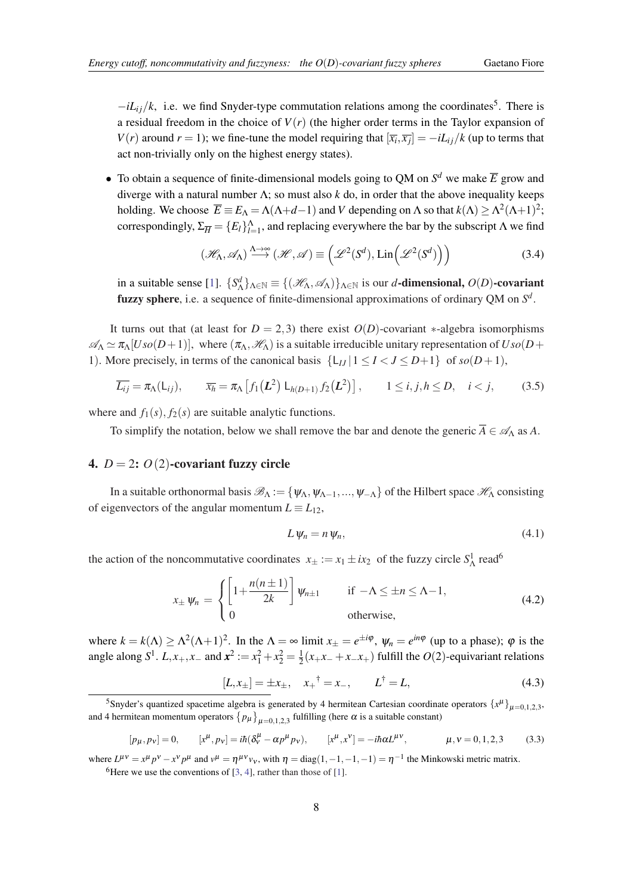$-iL_{ij}/k$, i.e. we find Snyder-type commutation relations among the coordinates[5]. There is a residual freedom in the choice of $V(r)$ (the higher order terms in the Taylor expansion of $V(r)$ around $r=1$); we fine-tune the model requiring that $[\overline{x_i},\overline{x_j}]=-iL_{ij}/k$ (up to terms that act non-trivially only on the highest energy states).

- To obtain a sequence of finite-dimensional models going to QM on $S^d$ we make $\overline{E}$ grow and diverge with a natural number $\Lambda$; so must also $k$ do, in order that the above inequality keeps holding. We choose $\overline{E}\equiv E_\Lambda=\Lambda(\Lambda+d-1)$ and $V$ depending on $\Lambda$ so that $k(\Lambda)\geq\Lambda^2(\Lambda+1)^2$; correspondingly, $\Sigma_{\overline{H}}=\{E_l\}_{l=1}^{\Lambda}$, and replacing everywhere the bar by the subscript $\Lambda$ we find

$$(\mathscr{H}_\Lambda,\mathscr{A}_\Lambda)\overset{\Lambda\to\infty}{\longrightarrow}(\mathscr{H},\mathscr{A})\equiv\Big(\mathscr{L}^2(S^d),\mathrm{Lin}\Big(\mathscr{L}^2(S^d)\Big)\Big) \tag{3.4}$$

in a suitable sense [1]. $\{S^d_\Lambda\}_{\Lambda\in\mathbb{N}}\equiv\{(\mathscr{H}_\Lambda,\mathscr{A}_\Lambda)\}_{\Lambda\in\mathbb{N}}$ is our **$d$-dimensional, $O(D)$-covariant fuzzy sphere**, i.e. a sequence of finite-dimensional approximations of ordinary QM on $S^d$.

It turns out that (at least for $D=2,3$) there exist $O(D)$-covariant $*$-algebra isomorphisms $\mathscr{A}_\Lambda\simeq\pi_\Lambda[Uso(D+1)]$, where $(\pi_\Lambda,\mathscr{H}_\Lambda)$ is a suitable irreducible unitary representation of $Uso(D+1)$. More precisely, in terms of the canonical basis $\{\mathsf{L}_{IJ}\,|\,1\leq I<J\leq D+1\}$ of $so(D+1)$,

$$\overline{L_{ij}}=\pi_\Lambda(\mathsf{L}_{ij}),\qquad \overline{x_h}=\pi_\Lambda\left[f_1\big(\boldsymbol{L}^2\big)\,\mathsf{L}_{h(D+1)}\,f_2\big(\boldsymbol{L}^2\big)\right],\qquad 1\leq i,j,h\leq D,\quad i<j, \tag{3.5}$$

where and $f_1(s),f_2(s)$ are suitable analytic functions.

To simplify the notation, below we shall remove the bar and denote the generic $\overline{A}\in\mathscr{A}_\Lambda$ as $A$.

## 4. $D=2$: $O(2)$-covariant fuzzy circle

In a suitable orthonormal basis $\mathscr{B}_\Lambda:=\{\psi_\Lambda,\psi_{\Lambda-1},...,\psi_{-\Lambda}\}$ of the Hilbert space $\mathscr{H}_\Lambda$ consisting of eigenvectors of the angular momentum $L\equiv L_{12}$,

$$L\,\psi_n=n\,\psi_n, \tag{4.1}$$

the action of the noncommutative coordinates $x_\pm:=x_1\pm ix_2$ of the fuzzy circle $S^1_\Lambda$ read[6]

$$x_\pm\,\psi_n=\begin{cases}\left[1+\dfrac{n(n\pm1)}{2k}\right]\psi_{n\pm1} & \text{if } -\Lambda\leq\pm n\leq\Lambda-1,\\ 0 & \text{otherwise,}\end{cases} \tag{4.2}$$

where $k=k(\Lambda)\geq\Lambda^2(\Lambda+1)^2$. In the $\Lambda=\infty$ limit $x_\pm=e^{\pm i\varphi}$, $\psi_n=e^{in\varphi}$ (up to a phase); $\varphi$ is the angle along $S^1$. $L,x_+,x_-$ and $\boldsymbol{x}^2:=x_1^2+x_2^2=\frac{1}{2}(x_+x_-+x_-x_+)$ fulfill the $O(2)$-equivariant relations

$$[L,x_\pm]=\pm x_\pm,\quad {x_+}^\dagger=x_-,\qquad L^\dagger=L, \tag{4.3}$$

[5] Snyder's quantized spacetime algebra is generated by 4 hermitean Cartesian coordinate operators $\{x^\mu\}_{\mu=0,1,2,3}$, and 4 hermitean momentum operators $\{p_\mu\}_{\mu=0,1,2,3}$ fulfilling (here $\alpha$ is a suitable constant)

$$[p_\mu,p_\nu]=0,\qquad [x^\mu,p_\nu]=i\hbar(\delta^\mu_\nu-\alpha p^\mu p_\nu),\qquad [x^\mu,x^\nu]=-i\hbar\alpha L^{\mu\nu},\qquad \mu,\nu=0,1,2,3 \tag{3.3}$$

where $L^{\mu\nu}=x^\mu p^\nu-x^\nu p^\mu$ and $v^\mu=\eta^{\mu\nu}v_\nu$, with $\eta=\mathrm{diag}(1,-1,-1,-1)=\eta^{-1}$ the Minkowski metric matrix.

[6] Here we use the conventions of [3, 4], rather than those of [1].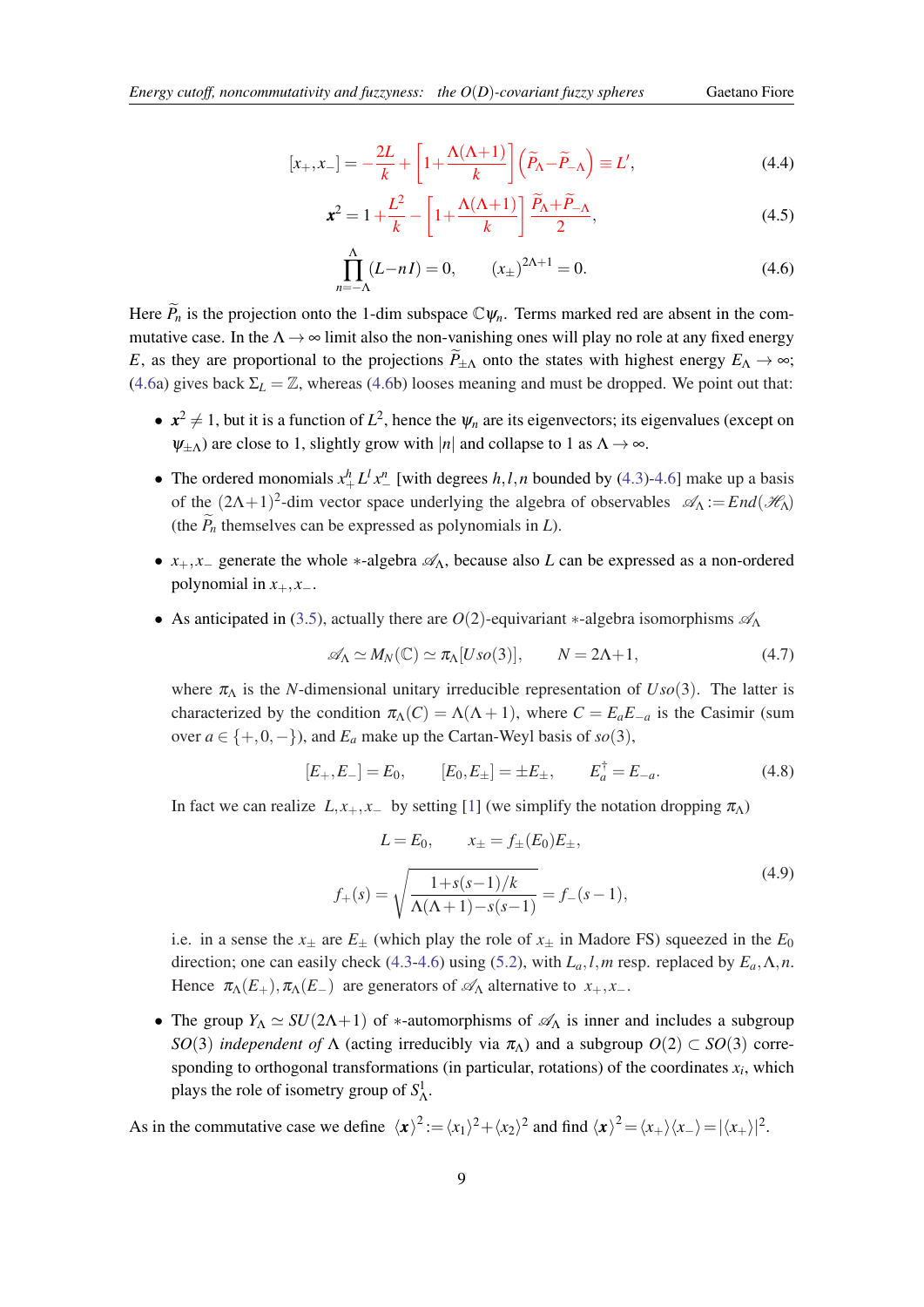$$
[x_+, x_-] = -\frac{2L}{k} + \left[1 + \frac{\Lambda(\Lambda+1)}{k}\right]\left(\widetilde{P}_\Lambda - \widetilde{P}_{-\Lambda}\right) \equiv L', \tag{4.4}
$$

$$
\boldsymbol{x}^2 = 1 + \frac{L^2}{k} - \left[1 + \frac{\Lambda(\Lambda+1)}{k}\right]\frac{\widetilde{P}_\Lambda + \widetilde{P}_{-\Lambda}}{2}, \tag{4.5}
$$

$$
\prod_{n=-\Lambda}^{\Lambda}(L - nI) = 0, \qquad (x_\pm)^{2\Lambda+1} = 0. \tag{4.6}
$$

Here $\widetilde{P}_n$ is the projection onto the 1-dim subspace $\mathbb{C}\psi_n$. Terms marked red are absent in the commutative case. In the $\Lambda \to \infty$ limit also the non-vanishing ones will play no role at any fixed energy $E$, as they are proportional to the projections $\widetilde{P}_{\pm\Lambda}$ onto the states with highest energy $E_\Lambda \to \infty$; (4.6a) gives back $\Sigma_L = \mathbb{Z}$, whereas (4.6b) looses meaning and must be dropped. We point out that:

- $\boldsymbol{x}^2 \neq 1$, but it is a function of $L^2$, hence the $\psi_n$ are its eigenvectors; its eigenvalues (except on $\psi_{\pm\Lambda}$) are close to 1, slightly grow with $|n|$ and collapse to 1 as $\Lambda \to \infty$.
- The ordered monomials $x_+^h L^l x_-^n$ [with degrees $h, l, n$ bounded by (4.3)-4.6] make up a basis of the $(2\Lambda+1)^2$-dim vector space underlying the algebra of observables $\mathscr{A}_\Lambda := End(\mathscr{H}_\Lambda)$ (the $\widetilde{P}_n$ themselves can be expressed as polynomials in $L$).
- $x_+, x_-$ generate the whole $*$-algebra $\mathscr{A}_\Lambda$, because also $L$ can be expressed as a non-ordered polynomial in $x_+, x_-$.
- As anticipated in (3.5), actually there are $O(2)$-equivariant $*$-algebra isomorphisms $\mathscr{A}_\Lambda$

$$
\mathscr{A}_\Lambda \simeq M_N(\mathbb{C}) \simeq \pi_\Lambda[Uso(3)], \qquad N = 2\Lambda+1, \tag{4.7}
$$

  where $\pi_\Lambda$ is the $N$-dimensional unitary irreducible representation of $Uso(3)$. The latter is characterized by the condition $\pi_\Lambda(C) = \Lambda(\Lambda+1)$, where $C = E_a E_{-a}$ is the Casimir (sum over $a \in \{+, 0, -\}$), and $E_a$ make up the Cartan-Weyl basis of $so(3)$,

$$
[E_+, E_-] = E_0, \qquad [E_0, E_\pm] = \pm E_\pm, \qquad E_a^\dagger = E_{-a}. \tag{4.8}
$$

  In fact we can realize $L, x_+, x_-$ by setting [1] (we simplify the notation dropping $\pi_\Lambda$)

$$
L = E_0, \qquad x_\pm = f_\pm(E_0) E_\pm,
$$

$$
f_+(s) = \sqrt{\frac{1 + s(s-1)/k}{\Lambda(\Lambda+1) - s(s-1)}} = f_-(s-1), \tag{4.9}
$$

  i.e. in a sense the $x_\pm$ are $E_\pm$ (which play the role of $x_\pm$ in Madore FS) squeezed in the $E_0$ direction; one can easily check (4.3-4.6) using (5.2), with $L_a, l, m$ resp. replaced by $E_a, \Lambda, n$. Hence $\pi_\Lambda(E_+), \pi_\Lambda(E_-)$ are generators of $\mathscr{A}_\Lambda$ alternative to $x_+, x_-$.
- The group $Y_\Lambda \simeq SU(2\Lambda+1)$ of $*$-automorphisms of $\mathscr{A}_\Lambda$ is inner and includes a subgroup $SO(3)$ *independent of* $\Lambda$ (acting irreducibly via $\pi_\Lambda$) and a subgroup $O(2) \subset SO(3)$ corresponding to orthogonal transformations (in particular, rotations) of the coordinates $x_i$, which plays the role of isometry group of $S^1_\Lambda$.

As in the commutative case we define $\langle \boldsymbol{x} \rangle^2 := \langle x_1 \rangle^2 + \langle x_2 \rangle^2$ and find $\langle \boldsymbol{x} \rangle^2 = \langle x_+ \rangle \langle x_- \rangle = |\langle x_+ \rangle|^2$.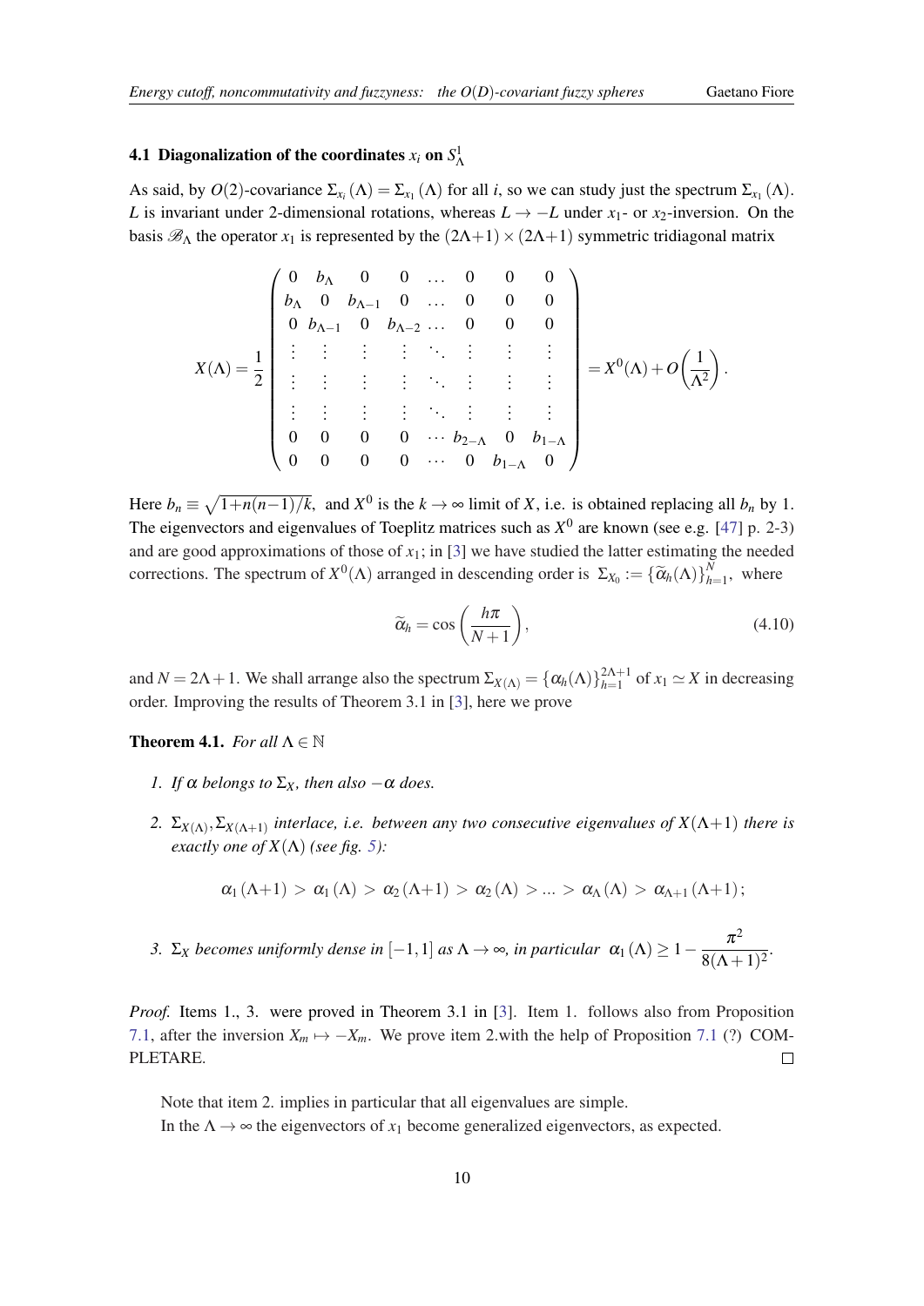### 4.1 Diagonalization of the coordinates $x_i$ on $S^1_\Lambda$

As said, by $O(2)$-covariance $\Sigma_{x_i}(\Lambda) = \Sigma_{x_1}(\Lambda)$ for all $i$, so we can study just the spectrum $\Sigma_{x_1}(\Lambda)$. $L$ is invariant under 2-dimensional rotations, whereas $L \to -L$ under $x_1$- or $x_2$-inversion. On the basis $\mathscr{B}_\Lambda$ the operator $x_1$ is represented by the $(2\Lambda+1)\times(2\Lambda+1)$ symmetric tridiagonal matrix

$$
X(\Lambda) = \frac{1}{2}\begin{pmatrix}
0 & b_\Lambda & 0 & 0 & \dots & 0 & 0 & 0\\
b_\Lambda & 0 & b_{\Lambda-1} & 0 & \dots & 0 & 0 & 0\\
0 & b_{\Lambda-1} & 0 & b_{\Lambda-2} & \dots & 0 & 0 & 0\\
\vdots & \vdots & \vdots & \vdots & \ddots & \vdots & \vdots & \vdots\\
\vdots & \vdots & \vdots & \vdots & \ddots & \vdots & \vdots & \vdots\\
\vdots & \vdots & \vdots & \vdots & \ddots & \vdots & \vdots & \vdots\\
0 & 0 & 0 & 0 & \dots & b_{2-\Lambda} & 0 & b_{1-\Lambda}\\
0 & 0 & 0 & 0 & \dots & 0 & b_{1-\Lambda} & 0
\end{pmatrix} = X^0(\Lambda) + O\!\left(\frac{1}{\Lambda^2}\right).
$$

Here $b_n \equiv \sqrt{1+n(n-1)/k}$, and $X^0$ is the $k\to\infty$ limit of $X$, i.e. is obtained replacing all $b_n$ by 1. The eigenvectors and eigenvalues of Toeplitz matrices such as $X^0$ are known (see e.g. [47] p. 2-3) and are good approximations of those of $x_1$; in [3] we have studied the latter estimating the needed corrections. The spectrum of $X^0(\Lambda)$ arranged in descending order is $\Sigma_{X_0} := \{\widetilde{\alpha}_h(\Lambda)\}_{h=1}^N$, where

$$
\widetilde{\alpha}_h = \cos\left(\frac{h\pi}{N+1}\right), \tag{4.10}
$$

and $N = 2\Lambda+1$. We shall arrange also the spectrum $\Sigma_{X(\Lambda)} = \{\alpha_h(\Lambda)\}_{h=1}^{2\Lambda+1}$ of $x_1 \simeq X$ in decreasing order. Improving the results of Theorem 3.1 in [3], here we prove

**Theorem 4.1.** *For all $\Lambda \in \mathbb{N}$*

1. *If $\alpha$ belongs to $\Sigma_X$, then also $-\alpha$ does.*

2. *$\Sigma_{X(\Lambda)}, \Sigma_{X(\Lambda+1)}$ interlace, i.e. between any two consecutive eigenvalues of $X(\Lambda+1)$ there is exactly one of $X(\Lambda)$ (see fig. 5):*

$$
\alpha_1(\Lambda+1) > \alpha_1(\Lambda) > \alpha_2(\Lambda+1) > \alpha_2(\Lambda) > \dots > \alpha_\Lambda(\Lambda) > \alpha_{\Lambda+1}(\Lambda+1);
$$

3. *$\Sigma_X$ becomes uniformly dense in $[-1,1]$ as $\Lambda\to\infty$, in particular $\alpha_1(\Lambda) \geq 1 - \dfrac{\pi^2}{8(\Lambda+1)^2}$.*

*Proof.* Items 1., 3. were proved in Theorem 3.1 in [3]. Item 1. follows also from Proposition 7.1, after the inversion $X_m \mapsto -X_m$. We prove item 2.with the help of Proposition 7.1 (?) COMPLETARE. □

Note that item 2. implies in particular that all eigenvalues are simple.

In the $\Lambda\to\infty$ the eigenvectors of $x_1$ become generalized eigenvectors, as expected.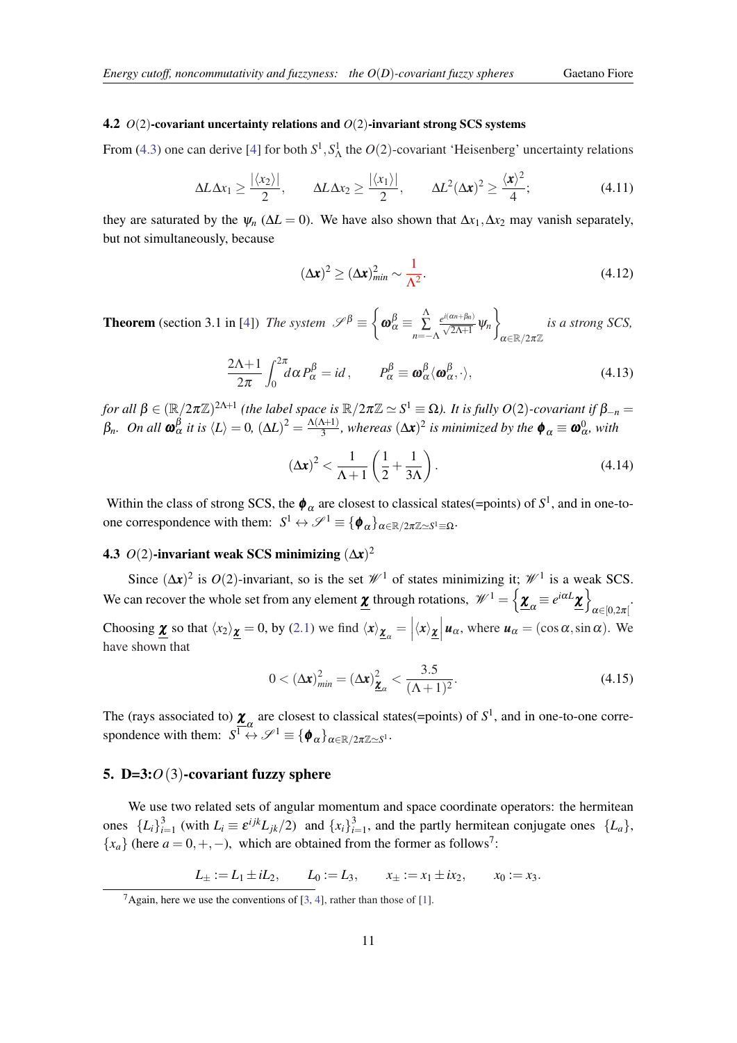### 4.2 $O(2)$-covariant uncertainty relations and $O(2)$-invariant strong SCS systems

From (4.3) one can derive [4] for both $S^1, S^1_\Lambda$ the $O(2)$-covariant 'Heisenberg' uncertainty relations

$$\Delta L \Delta x_1 \geq \frac{|\langle x_2 \rangle|}{2}, \qquad \Delta L \Delta x_2 \geq \frac{|\langle x_1 \rangle|}{2}, \qquad \Delta L^2 (\Delta \boldsymbol{x})^2 \geq \frac{\langle \boldsymbol{x} \rangle^2}{4}; \tag{4.11}$$

they are saturated by the $\psi_n$ ($\Delta L = 0$). We have also shown that $\Delta x_1, \Delta x_2$ may vanish separately, but not simultaneously, because

$$(\Delta \boldsymbol{x})^2 \geq (\Delta \boldsymbol{x})^2_{min} \sim \frac{1}{\Lambda^2}. \tag{4.12}$$

**Theorem** (section 3.1 in [4]) *The system* $\mathscr{S}^\beta \equiv \left\{ \boldsymbol{\omega}^\beta_\alpha \equiv \sum\limits_{n=-\Lambda}^{\Lambda} \frac{e^{i(\alpha n + \beta_n)}}{\sqrt{2\Lambda+1}} \psi_n \right\}_{\alpha \in \mathbb{R}/2\pi\mathbb{Z}}$ *is a strong SCS,*

$$\frac{2\Lambda+1}{2\pi} \int_0^{2\pi} d\alpha \, P^\beta_\alpha = id\,, \qquad P^\beta_\alpha \equiv \boldsymbol{\omega}^\beta_\alpha \langle \boldsymbol{\omega}^\beta_\alpha, \cdot \rangle, \tag{4.13}$$

*for all* $\beta \in (\mathbb{R}/2\pi\mathbb{Z})^{2\Lambda+1}$ *(the label space is* $\mathbb{R}/2\pi\mathbb{Z} \simeq S^1 \equiv \Omega$*). It is fully* $O(2)$*-covariant if* $\beta_{-n} = \beta_n$*. On all* $\boldsymbol{\omega}^\beta_\alpha$ *it is* $\langle L \rangle = 0$*,* $(\Delta L)^2 = \frac{\Lambda(\Lambda+1)}{3}$*, whereas* $(\Delta \boldsymbol{x})^2$ *is minimized by the* $\boldsymbol{\phi}_\alpha \equiv \boldsymbol{\omega}^0_\alpha$*, with*

$$(\Delta \boldsymbol{x})^2 < \frac{1}{\Lambda+1} \left( \frac{1}{2} + \frac{1}{3\Lambda} \right). \tag{4.14}$$

Within the class of strong SCS, the $\boldsymbol{\phi}_\alpha$ are closest to classical states(=points) of $S^1$, and in one-to-one correspondence with them: $S^1 \leftrightarrow \mathscr{S}^1 \equiv \{\boldsymbol{\phi}_\alpha\}_{\alpha \in \mathbb{R}/2\pi\mathbb{Z} \simeq S^1 \equiv \Omega}$.

### 4.3 $O(2)$-invariant weak SCS minimizing $(\Delta \boldsymbol{x})^2$

Since $(\Delta \boldsymbol{x})^2$ is $O(2)$-invariant, so is the set $\mathscr{W}^1$ of states minimizing it; $\mathscr{W}^1$ is a weak SCS. We can recover the whole set from any element $\underline{\boldsymbol{\chi}}$ through rotations, $\mathscr{W}^1 = \left\{ \underline{\boldsymbol{\chi}}_\alpha \equiv e^{i\alpha L} \underline{\boldsymbol{\chi}} \right\}_{\alpha \in [0, 2\pi[}$. Choosing $\underline{\boldsymbol{\chi}}$ so that $\langle x_2 \rangle_{\underline{\boldsymbol{\chi}}} = 0$, by (2.1) we find $\langle \boldsymbol{x} \rangle_{\underline{\boldsymbol{\chi}}_\alpha} = \left| \langle \boldsymbol{x} \rangle_{\underline{\boldsymbol{\chi}}} \right| \boldsymbol{u}_\alpha$, where $\boldsymbol{u}_\alpha = (\cos\alpha, \sin\alpha)$. We have shown that

$$0 < (\Delta \boldsymbol{x})^2_{min} = (\Delta \boldsymbol{x})^2_{\underline{\boldsymbol{\chi}}_\alpha} < \frac{3.5}{(\Lambda+1)^2}. \tag{4.15}$$

The (rays associated to) $\underline{\boldsymbol{\chi}}_\alpha$ are closest to classical states(=points) of $S^1$, and in one-to-one correspondence with them: $S^1 \leftrightarrow \mathscr{S}^1 \equiv \{\boldsymbol{\phi}_\alpha\}_{\alpha \in \mathbb{R}/2\pi\mathbb{Z} \simeq S^1}$.

## 5. D=3: $O(3)$-covariant fuzzy sphere

We use two related sets of angular momentum and space coordinate operators: the hermitean ones $\{L_i\}_{i=1}^3$ (with $L_i \equiv \varepsilon^{ijk} L_{jk}/2$) and $\{x_i\}_{i=1}^3$, and the partly hermitean conjugate ones $\{L_a\}$, $\{x_a\}$ (here $a = 0, +, -$), which are obtained from the former as follows[7]:

$$L_\pm := L_1 \pm iL_2, \qquad L_0 := L_3, \qquad x_\pm := x_1 \pm ix_2, \qquad x_0 := x_3.$$

[7] Again, here we use the conventions of [3, 4], rather than those of [1].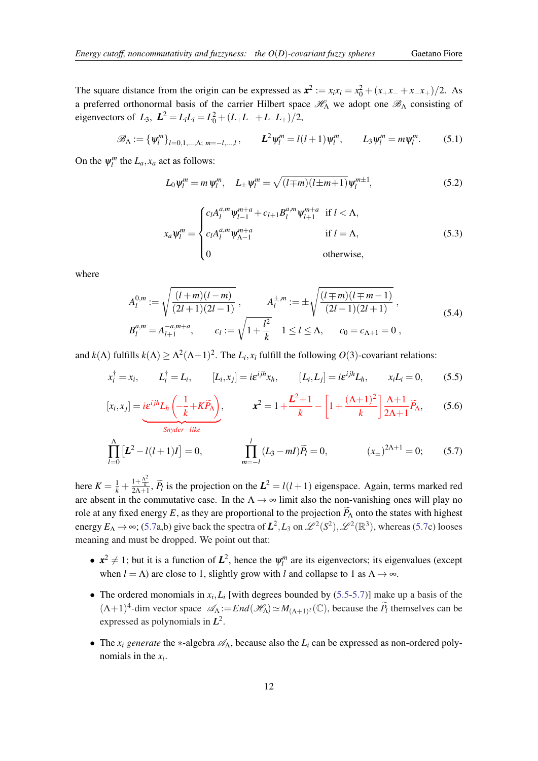The square distance from the origin can be expressed as $\boldsymbol{x}^2 := x_i x_i = x_0^2 + (x_+x_- + x_-x_+)/2$. As a preferred orthonormal basis of the carrier Hilbert space $\mathcal{H}_\Lambda$ we adopt one $\mathcal{B}_\Lambda$ consisting of eigenvectors of $L_3$, $\boldsymbol{L}^2 = L_iL_i = L_0^2 + (L_+L_- + L_-L_+)/2$,

$$\mathcal{B}_\Lambda := \{\psi_l^m\}_{l=0,1,\dots,\Lambda;\; m=-l,\dots,l}\,, \qquad \boldsymbol{L}^2\psi_l^m = l(l+1)\psi_l^m, \qquad L_3\psi_l^m = m\psi_l^m. \tag{5.1}$$

On the $\psi_l^m$ the $L_a, x_a$ act as follows:

$$L_0\psi_l^m = m\,\psi_l^m, \quad L_\pm\psi_l^m = \sqrt{(l\mp m)(l\pm m+1)}\,\psi_l^{m\pm 1}, \tag{5.2}$$

$$x_a\psi_l^m = \begin{cases} c_l A_l^{a,m}\psi_{l-1}^{m+a} + c_{l+1}B_l^{a,m}\psi_{l+1}^{m+a} & \text{if } l<\Lambda,\\ c_l A_l^{a,m}\psi_{\Lambda-1}^{m+a} & \text{if } l=\Lambda,\\ 0 & \text{otherwise,}\end{cases} \tag{5.3}$$

where

$$\begin{aligned} &A_l^{0,m} := \sqrt{\frac{(l+m)(l-m)}{(2l+1)(2l-1)}}\,, \qquad A_l^{\pm,m} := \pm\sqrt{\frac{(l\mp m)(l\mp m-1)}{(2l-1)(2l+1)}}\,,\\ &B_l^{a,m} = A_{l+1}^{-a,m+a}, \qquad c_l := \sqrt{1+\frac{l^2}{k}} \qquad 1\le l\le\Lambda, \qquad c_0 = c_{\Lambda+1} = 0\,, \end{aligned} \tag{5.4}$$

and $k(\Lambda)$ fulfills $k(\Lambda) \ge \Lambda^2(\Lambda+1)^2$. The $L_i, x_i$ fulfill the following $O(3)$-covariant relations:

$$x_i^\dagger = x_i, \qquad L_i^\dagger = L_i, \qquad [L_i, x_j] = i\varepsilon^{ijh}x_h, \qquad [L_i, L_j] = i\varepsilon^{ijh}L_h, \qquad x_iL_i = 0, \tag{5.5}$$

$$[x_i, x_j] = \underbrace{i\varepsilon^{ijh}L_h\left(-\frac{1}{k} + K\widetilde{P}_\Lambda\right)}_{Snyder-like}, \qquad \boldsymbol{x}^2 = 1 + \frac{\boldsymbol{L}^2+1}{k} - \left[1 + \frac{(\Lambda+1)^2}{k}\right]\frac{\Lambda+1}{2\Lambda+1}\widetilde{P}_\Lambda, \tag{5.6}$$

$$\prod_{l=0}^{\Lambda}\left[\boldsymbol{L}^2 - l(l+1)I\right] = 0, \qquad \prod_{m=-l}^{l}(L_3 - mI)\widetilde{P}_l = 0, \qquad (x_\pm)^{2\Lambda+1} = 0; \tag{5.7}$$

here $K = \frac{1}{k} + \frac{1+\frac{\Lambda^2}{k}}{2\Lambda+1}$, $\widetilde{P}_l$ is the projection on the $\boldsymbol{L}^2 = l(l+1)$ eigenspace. Again, terms marked red are absent in the commutative case. In the $\Lambda\to\infty$ limit also the non-vanishing ones will play no role at any fixed energy $E$, as they are proportional to the projection $\widetilde{P}_\Lambda$ onto the states with highest energy $E_\Lambda\to\infty$; (5.7a,b) give back the spectra of $\boldsymbol{L}^2, L_3$ on $\mathcal{L}^2(S^2), \mathcal{L}^2(\mathbb{R}^3)$, whereas (5.7c) looses meaning and must be dropped. We point out that:

- $\boldsymbol{x}^2 \ne 1$; but it is a function of $\boldsymbol{L}^2$, hence the $\psi_l^m$ are its eigenvectors; its eigenvalues (except when $l=\Lambda$) are close to 1, slightly grow with $l$ and collapse to 1 as $\Lambda\to\infty$.
- The ordered monomials in $x_i, L_i$ [with degrees bounded by (5.5-5.7)] make up a basis of the $(\Lambda+1)^4$-dim vector space $\mathcal{A}_\Lambda := End(\mathcal{H}_\Lambda) \simeq M_{(\Lambda+1)^2}(\mathbb{C})$, because the $\widetilde{P}_l$ themselves can be expressed as polynomials in $\boldsymbol{L}^2$.
- The $x_i$ *generate* the $*$-algebra $\mathcal{A}_\Lambda$, because also the $L_i$ can be expressed as non-ordered polynomials in the $x_i$.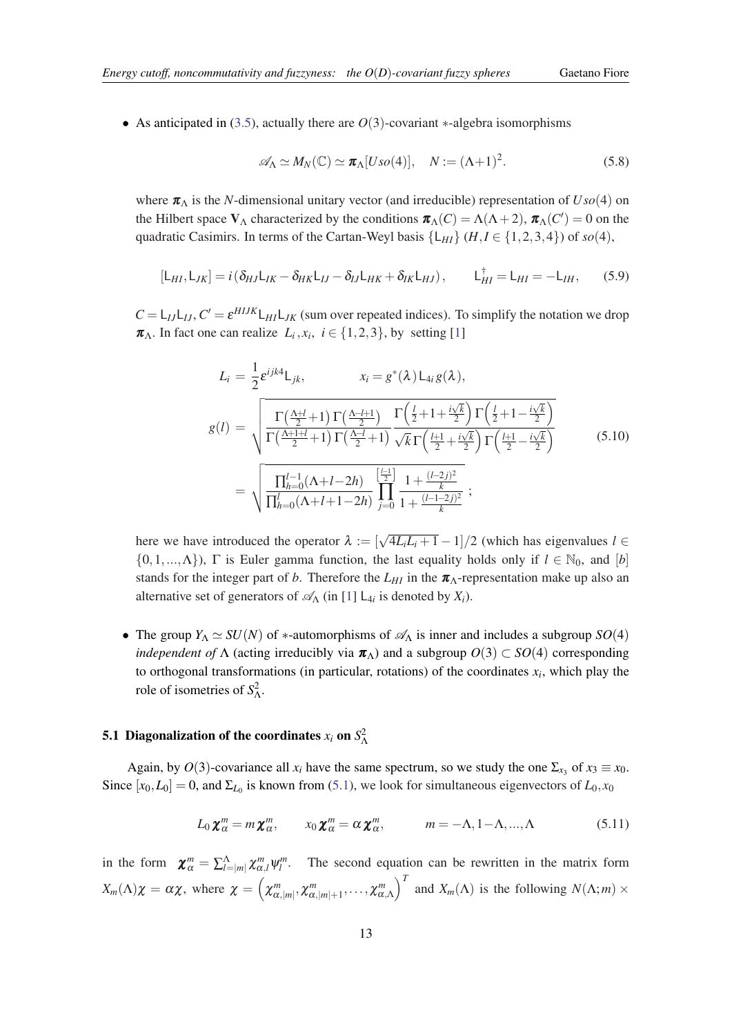- As anticipated in (3.5), actually there are $O(3)$-covariant $*$-algebra isomorphisms

$$\mathscr{A}_\Lambda \simeq M_N(\mathbb{C}) \simeq \boldsymbol{\pi}_\Lambda[Uso(4)], \quad N := (\Lambda+1)^2. \tag{5.8}$$

  where $\boldsymbol{\pi}_\Lambda$ is the $N$-dimensional unitary vector (and irreducible) representation of $Uso(4)$ on the Hilbert space $\mathbf{V}_\Lambda$ characterized by the conditions $\boldsymbol{\pi}_\Lambda(C) = \Lambda(\Lambda+2)$, $\boldsymbol{\pi}_\Lambda(C') = 0$ on the quadratic Casimirs. In terms of the Cartan-Weyl basis $\{\mathsf{L}_{HI}\}$ ($H, I \in \{1,2,3,4\}$) of $so(4)$,

$$[\mathsf{L}_{HI}, \mathsf{L}_{JK}] = i\left(\delta_{HJ}\mathsf{L}_{IK} - \delta_{HK}\mathsf{L}_{IJ} - \delta_{IJ}\mathsf{L}_{HK} + \delta_{IK}\mathsf{L}_{HJ}\right), \qquad \mathsf{L}_{HI}^\dagger = \mathsf{L}_{HI} = -\mathsf{L}_{IH}, \tag{5.9}$$

  $C = \mathsf{L}_{IJ}\mathsf{L}_{IJ}$, $C' = \varepsilon^{HIJK}\mathsf{L}_{HI}\mathsf{L}_{JK}$ (sum over repeated indices). To simplify the notation we drop $\boldsymbol{\pi}_\Lambda$. In fact one can realize $L_i, x_i$, $i \in \{1,2,3\}$, by setting [1]

$$\begin{aligned}
L_i &= \frac{1}{2}\varepsilon^{ijk4}\mathsf{L}_{jk}, \qquad\qquad x_i = g^*(\lambda)\,\mathsf{L}_{4i}\,g(\lambda),\\
g(l) &= \sqrt{\frac{\Gamma\left(\frac{\Lambda+l}{2}+1\right)\Gamma\left(\frac{\Lambda-l+1}{2}\right)}{\Gamma\left(\frac{\Lambda+1+l}{2}+1\right)\Gamma\left(\frac{\Lambda-l}{2}+1\right)}\,\frac{\Gamma\left(\frac{l}{2}+1+\frac{i\sqrt{k}}{2}\right)\Gamma\left(\frac{l}{2}+1-\frac{i\sqrt{k}}{2}\right)}{\sqrt{k}\,\Gamma\left(\frac{l+1}{2}+\frac{i\sqrt{k}}{2}\right)\Gamma\left(\frac{l+1}{2}-\frac{i\sqrt{k}}{2}\right)}}\\
&= \sqrt{\frac{\prod_{h=0}^{l-1}(\Lambda+l-2h)}{\prod_{h=0}^{l}(\Lambda+l+1-2h)}\prod_{j=0}^{\left[\frac{l-1}{2}\right]}\frac{1+\frac{(l-2j)^2}{k}}{1+\frac{(l-1-2j)^2}{k}}}\;;
\end{aligned} \tag{5.10}$$

  here we have introduced the operator $\lambda := [\sqrt{4L_iL_i+1}-1]/2$ (which has eigenvalues $l \in \{0,1,...,\Lambda\}$), $\Gamma$ is Euler gamma function, the last equality holds only if $l \in \mathbb{N}_0$, and $[b]$ stands for the integer part of $b$. Therefore the $L_{HI}$ in the $\boldsymbol{\pi}_\Lambda$-representation make up also an alternative set of generators of $\mathscr{A}_\Lambda$ (in [1] $\mathsf{L}_{4i}$ is denoted by $X_i$).

- The group $Y_\Lambda \simeq SU(N)$ of $*$-automorphisms of $\mathscr{A}_\Lambda$ is inner and includes a subgroup $SO(4)$ *independent of* $\Lambda$ (acting irreducibly via $\boldsymbol{\pi}_\Lambda$) and a subgroup $O(3) \subset SO(4)$ corresponding to orthogonal transformations (in particular, rotations) of the coordinates $x_i$, which play the role of isometries of $S^2_\Lambda$.

### 5.1 Diagonalization of the coordinates $x_i$ on $S^2_\Lambda$

Again, by $O(3)$-covariance all $x_i$ have the same spectrum, so we study the one $\Sigma_{x_3}$ of $x_3 \equiv x_0$. Since $[x_0, L_0] = 0$, and $\Sigma_{L_0}$ is known from (5.1), we look for simultaneous eigenvectors of $L_0, x_0$

$$L_0\,\boldsymbol{\chi}^m_\alpha = m\,\boldsymbol{\chi}^m_\alpha, \qquad x_0\,\boldsymbol{\chi}^m_\alpha = \alpha\,\boldsymbol{\chi}^m_\alpha, \qquad\quad m = -\Lambda, 1-\Lambda, ..., \Lambda \tag{5.11}$$

in the form $\boldsymbol{\chi}^m_\alpha = \sum_{l=|m|}^{\Lambda}\chi^m_{\alpha,l}\psi^m_l$. The second equation can be rewritten in the matrix form $X_m(\Lambda)\chi = \alpha\chi$, where $\chi = \left(\chi^m_{\alpha,|m|}, \chi^m_{\alpha,|m|+1}, \ldots, \chi^m_{\alpha,\Lambda}\right)^T$ and $X_m(\Lambda)$ is the following $N(\Lambda;m)\times$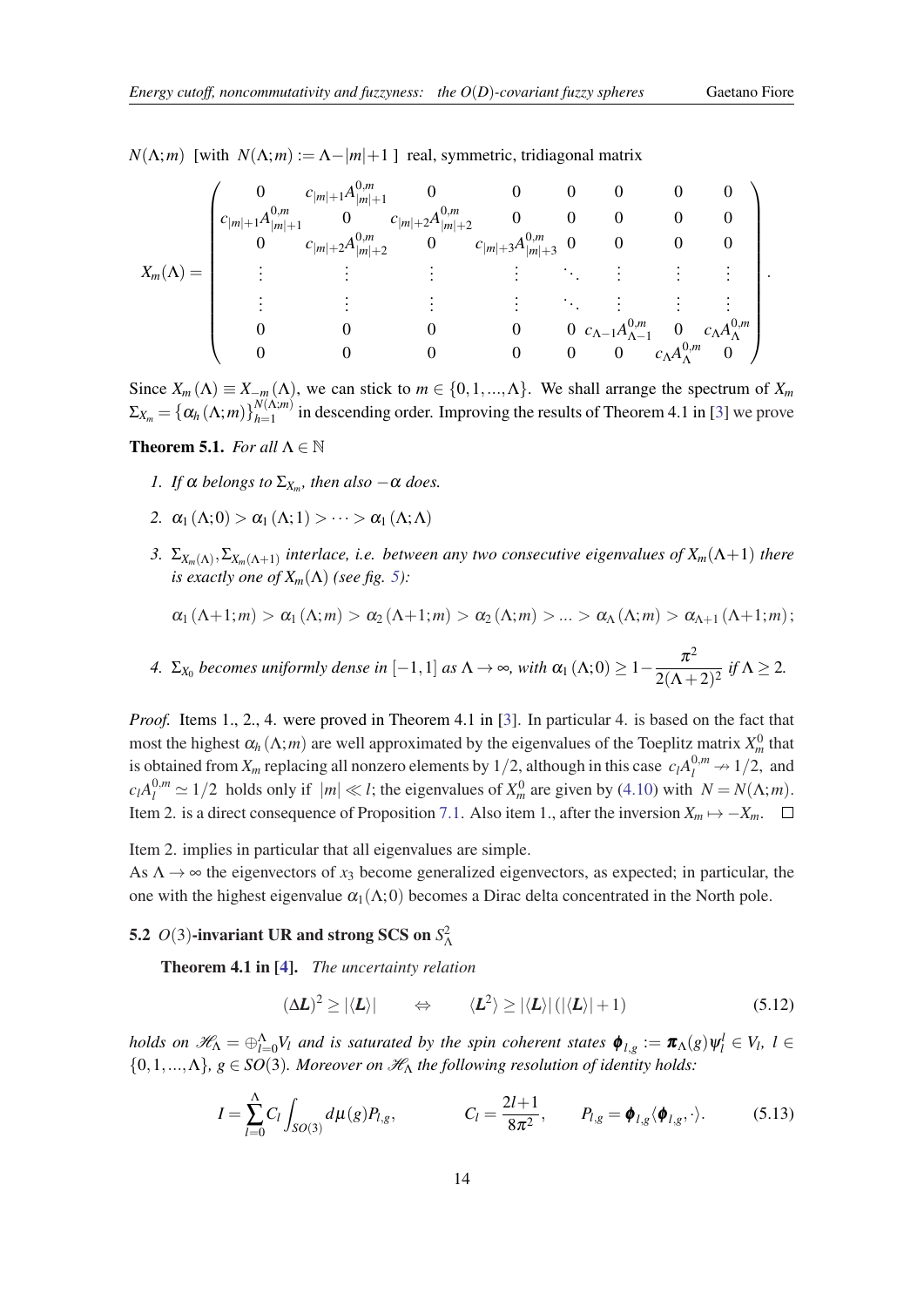$N(\Lambda;m)$ [with $N(\Lambda;m) := \Lambda - |m| + 1$ ] real, symmetric, tridiagonal matrix

$$
X_m(\Lambda) = \begin{pmatrix}
0 & c_{|m|+1}A^{0,m}_{|m|+1} & 0 & 0 & 0 & 0 & 0 & 0 \\
c_{|m|+1}A^{0,m}_{|m|+1} & 0 & c_{|m|+2}A^{0,m}_{|m|+2} & 0 & 0 & 0 & 0 & 0 \\
0 & c_{|m|+2}A^{0,m}_{|m|+2} & 0 & c_{|m|+3}A^{0,m}_{|m|+3} & 0 & 0 & 0 & 0 \\
\vdots & \vdots & \vdots & \vdots & \ddots & \vdots & \vdots & \vdots \\
\vdots & \vdots & \vdots & \vdots & \ddots & \vdots & \vdots & \vdots \\
0 & 0 & 0 & 0 & 0 & c_{\Lambda-1}A^{0,m}_{\Lambda-1} & 0 & c_{\Lambda}A^{0,m}_{\Lambda} \\
0 & 0 & 0 & 0 & 0 & 0 & c_{\Lambda}A^{0,m}_{\Lambda} & 0
\end{pmatrix}.
$$

Since $X_m(\Lambda) \equiv X_{-m}(\Lambda)$, we can stick to $m \in \{0,1,...,\Lambda\}$. We shall arrange the spectrum of $X_m$ $\Sigma_{X_m} = \{\alpha_h(\Lambda;m)\}_{h=1}^{N(\Lambda;m)}$ in descending order. Improving the results of Theorem 4.1 in [3] we prove

**Theorem 5.1.** *For all $\Lambda \in \mathbb{N}$*

1. *If $\alpha$ belongs to $\Sigma_{X_m}$, then also $-\alpha$ does.*
2. $\alpha_1(\Lambda;0) > \alpha_1(\Lambda;1) > \cdots > \alpha_1(\Lambda;\Lambda)$
3. *$\Sigma_{X_m(\Lambda)}, \Sigma_{X_m(\Lambda+1)}$ interlace, i.e. between any two consecutive eigenvalues of $X_m(\Lambda+1)$ there is exactly one of $X_m(\Lambda)$ (see fig. 5):*

   $$\alpha_1(\Lambda+1;m) > \alpha_1(\Lambda;m) > \alpha_2(\Lambda+1;m) > \alpha_2(\Lambda;m) > ... > \alpha_\Lambda(\Lambda;m) > \alpha_{\Lambda+1}(\Lambda+1;m);$$

4. *$\Sigma_{X_0}$ becomes uniformly dense in $[-1,1]$ as $\Lambda \to \infty$, with $\alpha_1(\Lambda;0) \geq 1 - \dfrac{\pi^2}{2(\Lambda+2)^2}$ if $\Lambda \geq 2$.*

*Proof.* Items 1., 2., 4. were proved in Theorem 4.1 in [3]. In particular 4. is based on the fact that most the highest $\alpha_h(\Lambda;m)$ are well approximated by the eigenvalues of the Toeplitz matrix $X^0_m$ that is obtained from $X_m$ replacing all nonzero elements by $1/2$, although in this case $c_l A^{0,m}_l \nrightarrow 1/2$, and $c_l A^{0,m}_l \simeq 1/2$ holds only if $|m| \ll l$; the eigenvalues of $X^0_m$ are given by (4.10) with $N = N(\Lambda;m)$. Item 2. is a direct consequence of Proposition 7.1. Also item 1., after the inversion $X_m \mapsto -X_m$. $\square$

Item 2. implies in particular that all eigenvalues are simple.
As $\Lambda \to \infty$ the eigenvectors of $x_3$ become generalized eigenvectors, as expected; in particular, the one with the highest eigenvalue $\alpha_1(\Lambda;0)$ becomes a Dirac delta concentrated in the North pole.

### 5.2 $O(3)$-invariant UR and strong SCS on $S^2_\Lambda$

**Theorem 4.1 in [4].** *The uncertainty relation*

$$(\Delta \boldsymbol{L})^2 \geq |\langle \boldsymbol{L} \rangle| \qquad \Leftrightarrow \qquad \langle \boldsymbol{L}^2 \rangle \geq |\langle \boldsymbol{L} \rangle| \left(|\langle \boldsymbol{L} \rangle| + 1\right) \tag{5.12}$$

*holds on $\mathcal{H}_\Lambda = \oplus_{l=0}^{\Lambda} V_l$ and is saturated by the spin coherent states $\boldsymbol{\phi}_{l,g} := \boldsymbol{\pi}_\Lambda(g)\psi^l_l \in V_l$, $l \in \{0,1,...,\Lambda\}$, $g \in SO(3)$. Moreover on $\mathcal{H}_\Lambda$ the following resolution of identity holds:*

$$I = \sum_{l=0}^{\Lambda} C_l \int_{SO(3)} d\mu(g) P_{l,g}, \qquad C_l = \frac{2l+1}{8\pi^2}, \qquad P_{l,g} = \boldsymbol{\phi}_{l,g}\langle \boldsymbol{\phi}_{l,g}, \cdot \rangle. \tag{5.13}$$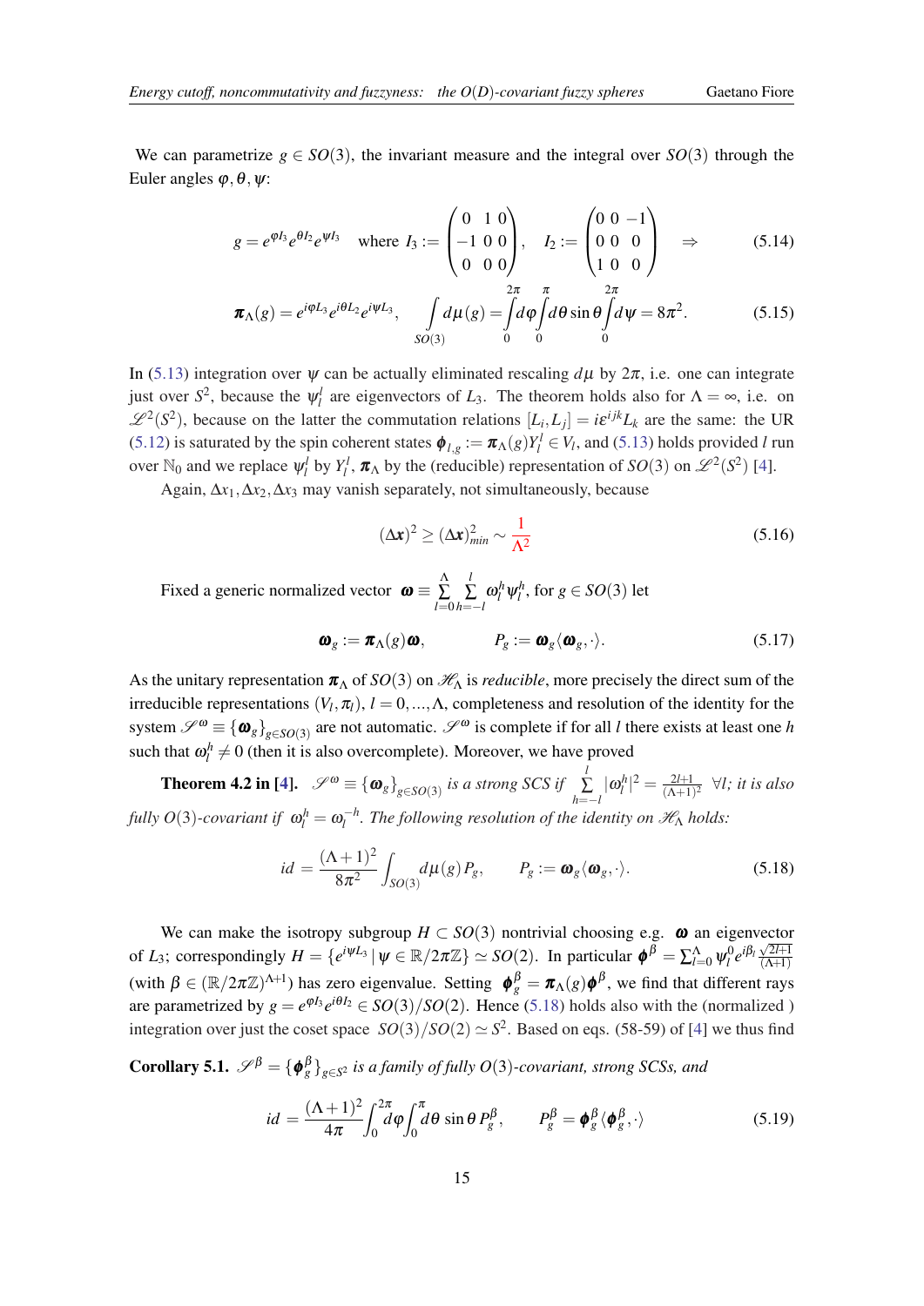We can parametrize $g \in SO(3)$, the invariant measure and the integral over $SO(3)$ through the Euler angles $\varphi, \theta, \psi$:

$$g = e^{\varphi I_3} e^{\theta I_2} e^{\psi I_3} \quad \text{where } I_3 := \begin{pmatrix} 0 & 1 & 0 \\ -1 & 0 & 0 \\ 0 & 0 & 0 \end{pmatrix}, \quad I_2 := \begin{pmatrix} 0 & 0 & -1 \\ 0 & 0 & 0 \\ 1 & 0 & 0 \end{pmatrix} \quad \Rightarrow \tag{5.14}$$

$$\boldsymbol{\pi}_\Lambda(g) = e^{i\varphi L_3} e^{i\theta L_2} e^{i\psi L_3}, \qquad \int\limits_{SO(3)} d\mu(g) = \int\limits_0^{2\pi} d\varphi \int\limits_0^{\pi} d\theta \sin\theta \int\limits_0^{2\pi} d\psi = 8\pi^2. \tag{5.15}$$

In (5.13) integration over $\psi$ can be actually eliminated rescaling $d\mu$ by $2\pi$, i.e. one can integrate just over $S^2$, because the $\psi_l^l$ are eigenvectors of $L_3$. The theorem holds also for $\Lambda = \infty$, i.e. on $\mathscr{L}^2(S^2)$, because on the latter the commutation relations $[L_i, L_j] = i\varepsilon^{ijk} L_k$ are the same: the UR (5.12) is saturated by the spin coherent states $\boldsymbol{\phi}_{l,g} := \boldsymbol{\pi}_\Lambda(g) Y_l^l \in V_l$, and (5.13) holds provided $l$ run over $\mathbb{N}_0$ and we replace $\psi_l^l$ by $Y_l^l$, $\boldsymbol{\pi}_\Lambda$ by the (reducible) representation of $SO(3)$ on $\mathscr{L}^2(S^2)$ [4].

Again, $\Delta x_1, \Delta x_2, \Delta x_3$ may vanish separately, not simultaneously, because

$$(\Delta \boldsymbol{x})^2 \geq (\Delta \boldsymbol{x})^2_{min} \sim \frac{1}{\Lambda^2} \tag{5.16}$$

Fixed a generic normalized vector $\boldsymbol{\omega} \equiv \sum\limits_{l=0}^{\Lambda} \sum\limits_{h=-l}^{l} \omega_l^h \psi_l^h$, for $g \in SO(3)$ let

$$\boldsymbol{\omega}_g := \boldsymbol{\pi}_\Lambda(g)\boldsymbol{\omega}, \qquad\qquad P_g := \boldsymbol{\omega}_g \langle \boldsymbol{\omega}_g, \cdot \rangle. \tag{5.17}$$

As the unitary representation $\boldsymbol{\pi}_\Lambda$ of $SO(3)$ on $\mathscr{H}_\Lambda$ is *reducible*, more precisely the direct sum of the irreducible representations $(V_l, \pi_l)$, $l = 0, ..., \Lambda$, completeness and resolution of the identity for the system $\mathscr{S}^\omega \equiv \{\boldsymbol{\omega}_g\}_{g \in SO(3)}$ are not automatic. $\mathscr{S}^\omega$ is complete if for all $l$ there exists at least one $h$ such that $\omega_l^h \neq 0$ (then it is also overcomplete). Moreover, we have proved

**Theorem 4.2 in [4].** *$\mathscr{S}^\omega \equiv \{\boldsymbol{\omega}_g\}_{g \in SO(3)}$ is a strong SCS if $\sum\limits_{h=-l}^{l} |\omega_l^h|^2 = \frac{2l+1}{(\Lambda+1)^2}$ $\forall l$; it is also fully $O(3)$-covariant if $\omega_l^h = \omega_l^{-h}$. The following resolution of the identity on $\mathscr{H}_\Lambda$ holds:*

$$id = \frac{(\Lambda+1)^2}{8\pi^2} \int_{SO(3)} d\mu(g) P_g, \qquad P_g := \boldsymbol{\omega}_g \langle \boldsymbol{\omega}_g, \cdot \rangle. \tag{5.18}$$

We can make the isotropy subgroup $H \subset SO(3)$ nontrivial choosing e.g. $\boldsymbol{\omega}$ an eigenvector of $L_3$; correspondingly $H = \{e^{i\psi L_3} \,|\, \psi \in \mathbb{R}/2\pi\mathbb{Z}\} \simeq SO(2)$. In particular $\boldsymbol{\phi}^\beta = \sum_{l=0}^{\Lambda} \psi_l^0 e^{i\beta_l} \frac{\sqrt{2l+1}}{(\Lambda+1)}$ (with $\beta \in (\mathbb{R}/2\pi\mathbb{Z})^{\Lambda+1}$) has zero eigenvalue. Setting $\boldsymbol{\phi}_g^\beta = \boldsymbol{\pi}_\Lambda(g)\boldsymbol{\phi}^\beta$, we find that different rays are parametrized by $g = e^{\varphi I_3} e^{i\theta I_2} \in SO(3)/SO(2)$. Hence (5.18) holds also with the (normalized ) integration over just the coset space $SO(3)/SO(2) \simeq S^2$. Based on eqs. (58-59) of [4] we thus find

**Corollary 5.1.** *$\mathscr{S}^\beta = \{\boldsymbol{\phi}_g^\beta\}_{g \in S^2}$ is a family of fully $O(3)$-covariant, strong SCSs, and*

$$id = \frac{(\Lambda+1)^2}{4\pi} \int_0^{2\pi} d\varphi \int_0^{\pi} d\theta \sin\theta \, P_g^\beta, \qquad P_g^\beta = \boldsymbol{\phi}_g^\beta \langle \boldsymbol{\phi}_g^\beta, \cdot \rangle \tag{5.19}$$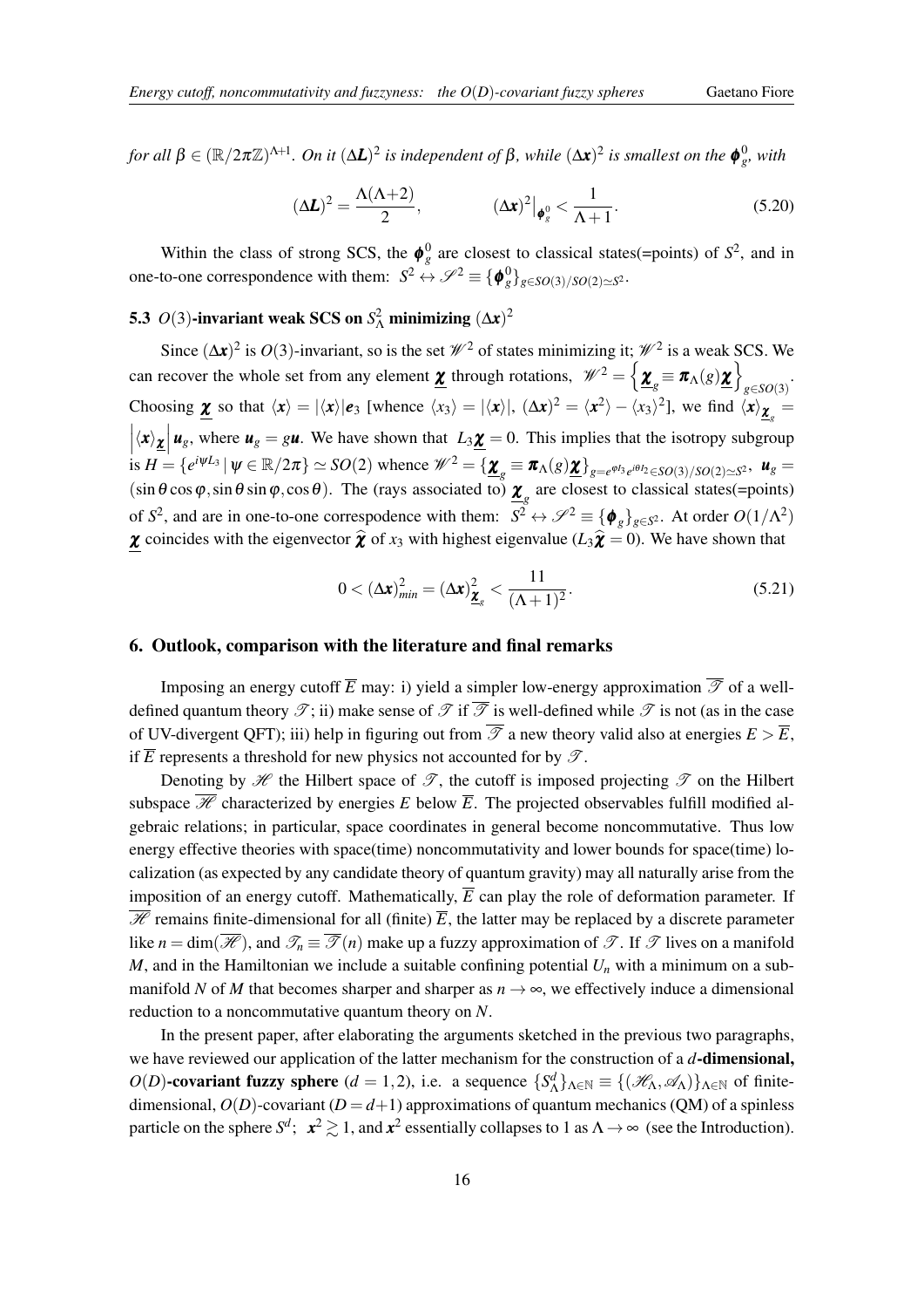*for all $\beta \in (\mathbb{R}/2\pi\mathbb{Z})^{\Lambda+1}$. On it $(\Delta \boldsymbol{L})^2$ is independent of $\beta$, while $(\Delta \boldsymbol{x})^2$ is smallest on the $\boldsymbol{\phi}_g^0$, with*

$$(\Delta \boldsymbol{L})^2 = \frac{\Lambda(\Lambda+2)}{2}, \qquad\qquad (\Delta \boldsymbol{x})^2\big|_{\boldsymbol{\phi}_g^0} < \frac{1}{\Lambda+1}. \tag{5.20}$$

Within the class of strong SCS, the $\boldsymbol{\phi}_g^0$ are closest to classical states(=points) of $S^2$, and in one-to-one correspondence with them: $S^2 \leftrightarrow \mathscr{S}^2 \equiv \{\boldsymbol{\phi}_g^0\}_{g\in SO(3)/SO(2)\simeq S^2}$.

### 5.3 $O(3)$-invariant weak SCS on $S^2_\Lambda$ minimizing $(\Delta \boldsymbol{x})^2$

Since $(\Delta \boldsymbol{x})^2$ is $O(3)$-invariant, so is the set $\mathscr{W}^2$ of states minimizing it; $\mathscr{W}^2$ is a weak SCS. We can recover the whole set from any element $\underline{\boldsymbol{\chi}}$ through rotations, $\mathscr{W}^2 = \left\{\underline{\boldsymbol{\chi}}_g \equiv \boldsymbol{\pi}_\Lambda(g)\underline{\boldsymbol{\chi}}\right\}_{g\in SO(3)}$. Choosing $\underline{\boldsymbol{\chi}}$ so that $\langle \boldsymbol{x}\rangle = |\langle \boldsymbol{x}\rangle|\boldsymbol{e}_3$ [whence $\langle x_3\rangle = |\langle \boldsymbol{x}\rangle|$, $(\Delta \boldsymbol{x})^2 = \langle \boldsymbol{x}^2\rangle - \langle x_3\rangle^2$], we find $\langle \boldsymbol{x}\rangle_{\underline{\boldsymbol{\chi}}_g} = \left|\langle \boldsymbol{x}\rangle_{\underline{\boldsymbol{\chi}}}\right|\boldsymbol{u}_g$, where $\boldsymbol{u}_g = g\boldsymbol{u}$. We have shown that $L_3\underline{\boldsymbol{\chi}} = 0$. This implies that the isotropy subgroup is $H = \{e^{i\psi L_3}\,|\,\psi \in \mathbb{R}/2\pi\} \simeq SO(2)$ whence $\mathscr{W}^2 = \{\underline{\boldsymbol{\chi}}_g \equiv \boldsymbol{\pi}_\Lambda(g)\underline{\boldsymbol{\chi}}\}_{g=e^{i\varphi l_3}e^{i\theta l_2}\in SO(3)/SO(2)\simeq S^2}$, $\boldsymbol{u}_g = (\sin\theta\cos\varphi, \sin\theta\sin\varphi, \cos\theta)$. The (rays associated to) $\underline{\boldsymbol{\chi}}_g$ are closest to classical states(=points) of $S^2$, and are in one-to-one correspodence with them: $S^2 \leftrightarrow \mathscr{S}^2 \equiv \{\boldsymbol{\phi}_g\}_{g\in S^2}$. At order $O(1/\Lambda^2)$ $\underline{\boldsymbol{\chi}}$ coincides with the eigenvector $\widehat{\boldsymbol{\chi}}$ of $x_3$ with highest eigenvalue ($L_3\widehat{\boldsymbol{\chi}} = 0$). We have shown that

$$0 < (\Delta \boldsymbol{x})^2_{min} = (\Delta \boldsymbol{x})^2_{\underline{\boldsymbol{\chi}}_g} < \frac{11}{(\Lambda+1)^2}. \tag{5.21}$$

## 6. Outlook, comparison with the literature and final remarks

Imposing an energy cutoff $\overline{E}$ may: i) yield a simpler low-energy approximation $\overline{\mathscr{T}}$ of a well-defined quantum theory $\mathscr{T}$; ii) make sense of $\mathscr{T}$ if $\overline{\mathscr{T}}$ is well-defined while $\mathscr{T}$ is not (as in the case of UV-divergent QFT); iii) help in figuring out from $\overline{\mathscr{T}}$ a new theory valid also at energies $E > \overline{E}$, if $\overline{E}$ represents a threshold for new physics not accounted for by $\mathscr{T}$.

Denoting by $\mathscr{H}$ the Hilbert space of $\mathscr{T}$, the cutoff is imposed projecting $\mathscr{T}$ on the Hilbert subspace $\overline{\mathscr{H}}$ characterized by energies $E$ below $\overline{E}$. The projected observables fulfill modified algebraic relations; in particular, space coordinates in general become noncommutative. Thus low energy effective theories with space(time) noncommutativity and lower bounds for space(time) localization (as expected by any candidate theory of quantum gravity) may all naturally arise from the imposition of an energy cutoff. Mathematically, $\overline{E}$ can play the role of deformation parameter. If $\overline{\mathscr{H}}$ remains finite-dimensional for all (finite) $\overline{E}$, the latter may be replaced by a discrete parameter like $n = \dim(\overline{\mathscr{H}})$, and $\mathscr{T}_n \equiv \overline{\mathscr{T}}(n)$ make up a fuzzy approximation of $\mathscr{T}$. If $\mathscr{T}$ lives on a manifold $M$, and in the Hamiltonian we include a suitable confining potential $U_n$ with a minimum on a submanifold $N$ of $M$ that becomes sharper and sharper as $n \to \infty$, we effectively induce a dimensional reduction to a noncommutative quantum theory on $N$.

In the present paper, after elaborating the arguments sketched in the previous two paragraphs, we have reviewed our application of the latter mechanism for the construction of a **$d$-dimensional, $O(D)$-covariant fuzzy sphere** ($d = 1, 2$), i.e. a sequence $\{S^d_\Lambda\}_{\Lambda\in\mathbb{N}} \equiv \{(\mathscr{H}_\Lambda, \mathscr{A}_\Lambda)\}_{\Lambda\in\mathbb{N}}$ of finite-dimensional, $O(D)$-covariant ($D = d+1$) approximations of quantum mechanics (QM) of a spinless particle on the sphere $S^d$; $\boldsymbol{x}^2 \gtrsim 1$, and $\boldsymbol{x}^2$ essentially collapses to 1 as $\Lambda \to \infty$ (see the Introduction).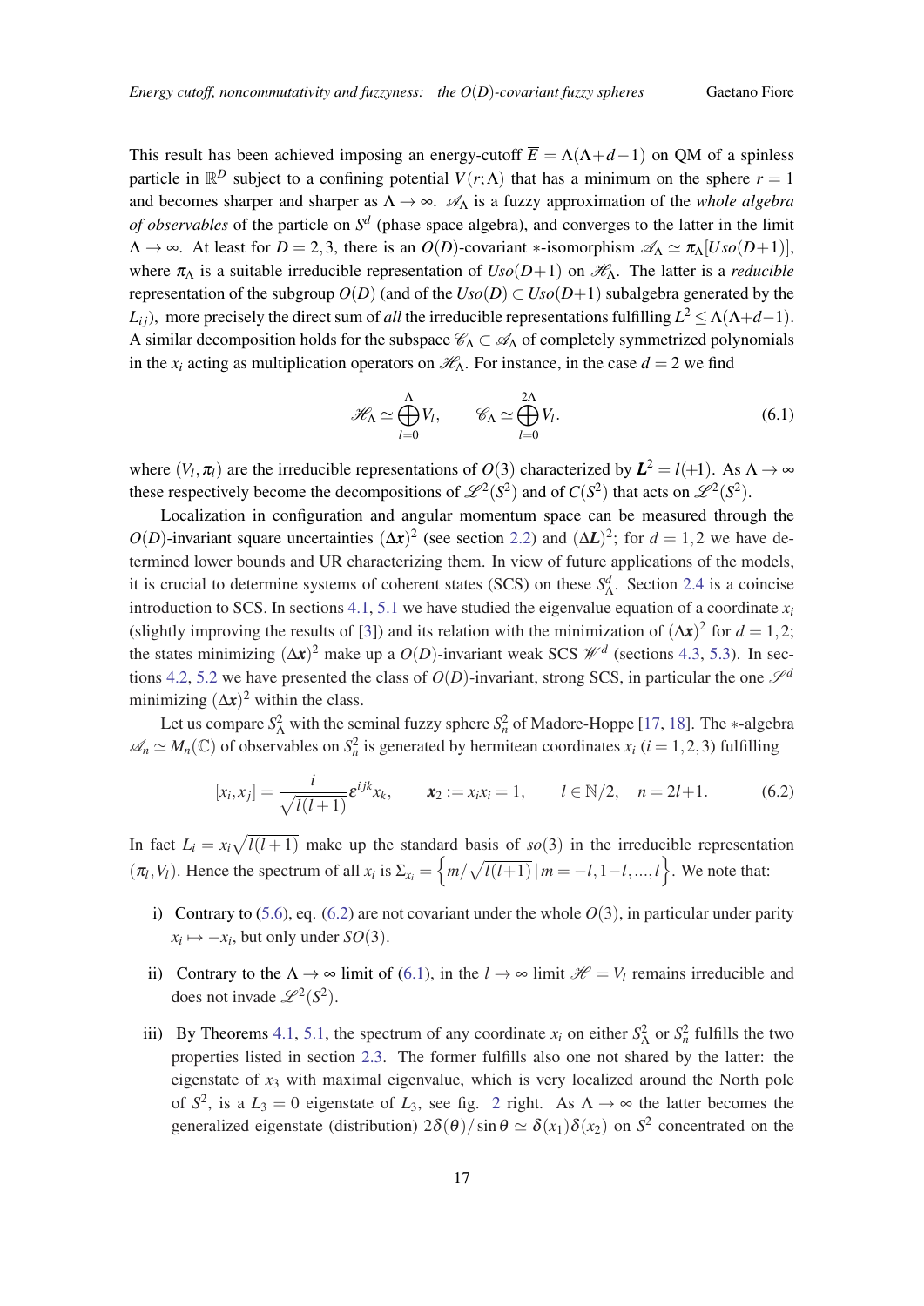This result has been achieved imposing an energy-cutoff $\overline{E} = \Lambda(\Lambda+d-1)$ on QM of a spinless particle in $\mathbb{R}^D$ subject to a confining potential $V(r;\Lambda)$ that has a minimum on the sphere $r=1$ and becomes sharper and sharper as $\Lambda \to \infty$. $\mathscr{A}_\Lambda$ is a fuzzy approximation of the *whole algebra of observables* of the particle on $S^d$ (phase space algebra), and converges to the latter in the limit $\Lambda \to \infty$. At least for $D=2,3$, there is an $O(D)$-covariant $*$-isomorphism $\mathscr{A}_\Lambda \simeq \pi_\Lambda[Uso(D+1)]$, where $\pi_\Lambda$ is a suitable irreducible representation of $Uso(D+1)$ on $\mathscr{H}_\Lambda$. The latter is a *reducible* representation of the subgroup $O(D)$ (and of the $Uso(D) \subset Uso(D+1)$ subalgebra generated by the $L_{ij}$), more precisely the direct sum of *all* the irreducible representations fulfilling $L^2 \le \Lambda(\Lambda+d-1)$. A similar decomposition holds for the subspace $\mathscr{C}_\Lambda \subset \mathscr{A}_\Lambda$ of completely symmetrized polynomials in the $x_i$ acting as multiplication operators on $\mathscr{H}_\Lambda$. For instance, in the case $d=2$ we find

$$\mathscr{H}_\Lambda \simeq \bigoplus_{l=0}^{\Lambda} V_l, \qquad \mathscr{C}_\Lambda \simeq \bigoplus_{l=0}^{2\Lambda} V_l. \tag{6.1}$$

where $(V_l, \pi_l)$ are the irreducible representations of $O(3)$ characterized by $\boldsymbol{L}^2 = l(+1)$. As $\Lambda \to \infty$ these respectively become the decompositions of $\mathscr{L}^2(S^2)$ and of $C(S^2)$ that acts on $\mathscr{L}^2(S^2)$.

Localization in configuration and angular momentum space can be measured through the $O(D)$-invariant square uncertainties $(\Delta \boldsymbol{x})^2$ (see section 2.2) and $(\Delta \boldsymbol{L})^2$; for $d=1,2$ we have determined lower bounds and UR characterizing them. In view of future applications of the models, it is crucial to determine systems of coherent states (SCS) on these $S^d_\Lambda$. Section 2.4 is a coincise introduction to SCS. In sections 4.1, 5.1 we have studied the eigenvalue equation of a coordinate $x_i$ (slightly improving the results of [3]) and its relation with the minimization of $(\Delta \boldsymbol{x})^2$ for $d=1,2$; the states minimizing $(\Delta \boldsymbol{x})^2$ make up a $O(D)$-invariant weak SCS $\mathscr{W}^d$ (sections 4.3, 5.3). In sections 4.2, 5.2 we have presented the class of $O(D)$-invariant, strong SCS, in particular the one $\mathscr{S}^d$ minimizing $(\Delta \boldsymbol{x})^2$ within the class.

Let us compare $S^2_\Lambda$ with the seminal fuzzy sphere $S^2_n$ of Madore-Hoppe [17, 18]. The $*$-algebra $\mathscr{A}_n \simeq M_n(\mathbb{C})$ of observables on $S^2_n$ is generated by hermitean coordinates $x_i$ $(i=1,2,3)$ fulfilling

$$[x_i, x_j] = \frac{i}{\sqrt{l(l+1)}} \varepsilon^{ijk} x_k, \qquad \boldsymbol{x}_2 := x_i x_i = 1, \qquad l \in \mathbb{N}/2, \quad n = 2l+1. \tag{6.2}$$

In fact $L_i = x_i\sqrt{l(l+1)}$ make up the standard basis of $so(3)$ in the irreducible representation $(\pi_l, V_l)$. Hence the spectrum of all $x_i$ is $\Sigma_{x_i} = \left\{ m/\sqrt{l(l+1)} \,|\, m = -l, 1-l, ..., l \right\}$. We note that:

i) Contrary to (5.6), eq. (6.2) are not covariant under the whole $O(3)$, in particular under parity $x_i \mapsto -x_i$, but only under $SO(3)$.

ii) Contrary to the $\Lambda \to \infty$ limit of (6.1), in the $l \to \infty$ limit $\mathscr{H} = V_l$ remains irreducible and does not invade $\mathscr{L}^2(S^2)$.

iii) By Theorems 4.1, 5.1, the spectrum of any coordinate $x_i$ on either $S^2_\Lambda$ or $S^2_n$ fulfills the two properties listed in section 2.3. The former fulfills also one not shared by the latter: the eigenstate of $x_3$ with maximal eigenvalue, which is very localized around the North pole of $S^2$, is a $L_3 = 0$ eigenstate of $L_3$, see fig. 2 right. As $\Lambda \to \infty$ the latter becomes the generalized eigenstate (distribution) $2\delta(\theta)/\sin\theta \simeq \delta(x_1)\delta(x_2)$ on $S^2$ concentrated on the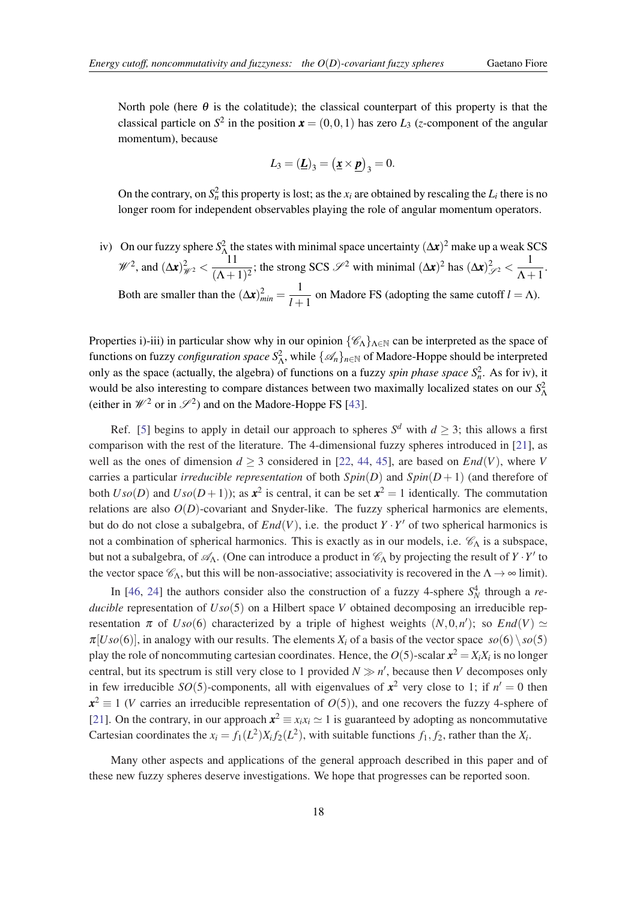North pole (here $\theta$ is the colatitude); the classical counterpart of this property is that the classical particle on $S^2$ in the position $\boldsymbol{x} = (0,0,1)$ has zero $L_3$ ($z$-component of the angular momentum), because

$$L_3 = (\underline{\boldsymbol{L}})_3 = \left(\underline{\boldsymbol{x}} \times \underline{\boldsymbol{p}}\right)_3 = 0.$$

On the contrary, on $S^2_n$ this property is lost; as the $x_i$ are obtained by rescaling the $L_i$ there is no longer room for independent observables playing the role of angular momentum operators.

iv) On our fuzzy sphere $S^2_\Lambda$ the states with minimal space uncertainty $(\Delta\boldsymbol{x})^2$ make up a weak SCS $\mathscr{W}^2$, and $(\Delta\boldsymbol{x})^2_{\mathscr{W}^2} < \dfrac{11}{(\Lambda+1)^2}$; the strong SCS $\mathscr{S}^2$ with minimal $(\Delta\boldsymbol{x})^2$ has $(\Delta\boldsymbol{x})^2_{\mathscr{S}^2} < \dfrac{1}{\Lambda+1}$. Both are smaller than the $(\Delta\boldsymbol{x})^2_{min} = \dfrac{1}{l+1}$ on Madore FS (adopting the same cutoff $l = \Lambda$).

Properties i)-iii) in particular show why in our opinion $\{\mathscr{C}_\Lambda\}_{\Lambda\in\mathbb{N}}$ can be interpreted as the space of functions on fuzzy *configuration space* $S^2_\Lambda$, while $\{\mathscr{A}_n\}_{n\in\mathbb{N}}$ of Madore-Hoppe should be interpreted only as the space (actually, the algebra) of functions on a fuzzy *spin phase space* $S^2_n$. As for iv), it would be also interesting to compare distances between two maximally localized states on our $S^2_\Lambda$ (either in $\mathscr{W}^2$ or in $\mathscr{S}^2$) and on the Madore-Hoppe FS [43].

Ref. [5] begins to apply in detail our approach to spheres $S^d$ with $d \geq 3$; this allows a first comparison with the rest of the literature. The 4-dimensional fuzzy spheres introduced in [21], as well as the ones of dimension $d \geq 3$ considered in [22, 44, 45], are based on $End(V)$, where $V$ carries a particular *irreducible representation* of both $Spin(D)$ and $Spin(D+1)$ (and therefore of both $Uso(D)$ and $Uso(D+1)$); as $\boldsymbol{x}^2$ is central, it can be set $\boldsymbol{x}^2 = 1$ identically. The commutation relations are also $O(D)$-covariant and Snyder-like. The fuzzy spherical harmonics are elements, but do do not close a subalgebra, of $End(V)$, i.e. the product $Y \cdot Y'$ of two spherical harmonics is not a combination of spherical harmonics. This is exactly as in our models, i.e. $\mathscr{C}_\Lambda$ is a subspace, but not a subalgebra, of $\mathscr{A}_\Lambda$. (One can introduce a product in $\mathscr{C}_\Lambda$ by projecting the result of $Y \cdot Y'$ to the vector space $\mathscr{C}_\Lambda$, but this will be non-associative; associativity is recovered in the $\Lambda \to \infty$ limit).

In [46, 24] the authors consider also the construction of a fuzzy 4-sphere $S^4_N$ through a *reducible* representation of $Uso(5)$ on a Hilbert space $V$ obtained decomposing an irreducible representation $\pi$ of $Uso(6)$ characterized by a triple of highest weights $(N, 0, n')$; so $End(V) \simeq \pi[Uso(6)]$, in analogy with our results. The elements $X_i$ of a basis of the vector space $so(6) \setminus so(5)$ play the role of noncommuting cartesian coordinates. Hence, the $O(5)$-scalar $\boldsymbol{x}^2 = X_i X_i$ is no longer central, but its spectrum is still very close to 1 provided $N \gg n'$, because then $V$ decomposes only in few irreducible $SO(5)$-components, all with eigenvalues of $\boldsymbol{x}^2$ very close to 1; if $n' = 0$ then $\boldsymbol{x}^2 \equiv 1$ ($V$ carries an irreducible representation of $O(5)$), and one recovers the fuzzy 4-sphere of [21]. On the contrary, in our approach $\boldsymbol{x}^2 \equiv x_i x_i \simeq 1$ is guaranteed by adopting as noncommutative Cartesian coordinates the $x_i = f_1(L^2) X_i f_2(L^2)$, with suitable functions $f_1, f_2$, rather than the $X_i$.

Many other aspects and applications of the general approach described in this paper and of these new fuzzy spheres deserve investigations. We hope that progresses can be reported soon.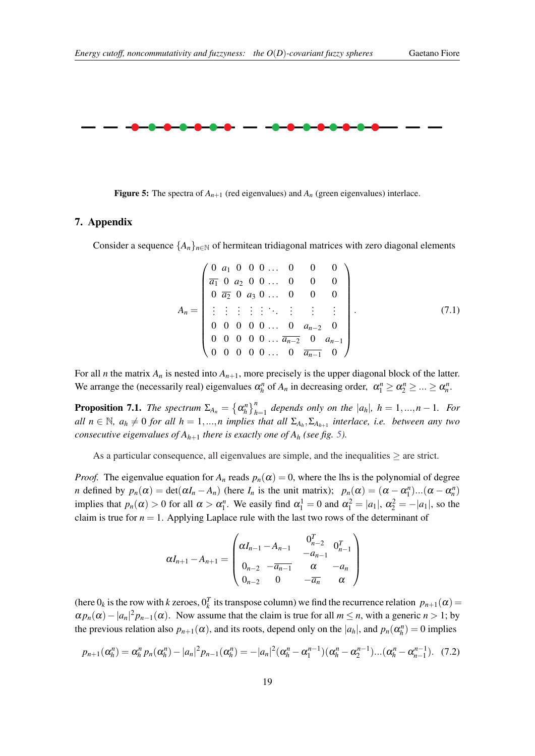**Figure 5:** The spectra of $A_{n+1}$ (red eigenvalues) and $A_n$ (green eigenvalues) interlace.

## 7. Appendix

Consider a sequence $\{A_n\}_{n\in\mathbb{N}}$ of hermitean tridiagonal matrices with zero diagonal elements

$$A_n = \begin{pmatrix} 0 & a_1 & 0 & 0 & 0 & \dots & 0 & 0 & 0 \\ \overline{a_1} & 0 & a_2 & 0 & 0 & \dots & 0 & 0 & 0 \\ 0 & \overline{a_2} & 0 & a_3 & 0 & \dots & 0 & 0 & 0 \\ \vdots & \vdots & \vdots & \vdots & \vdots & \ddots & \vdots & \vdots & \vdots \\ 0 & 0 & 0 & 0 & 0 & \dots & 0 & a_{n-2} & 0 \\ 0 & 0 & 0 & 0 & 0 & \dots & \overline{a_{n-2}} & 0 & a_{n-1} \\ 0 & 0 & 0 & 0 & 0 & \dots & 0 & \overline{a_{n-1}} & 0 \end{pmatrix}. \tag{7.1}$$

For all $n$ the matrix $A_n$ is nested into $A_{n+1}$, more precisely is the upper diagonal block of the latter. We arrange the (necessarily real) eigenvalues $\alpha_h^n$ of $A_n$ in decreasing order, $\alpha_1^n \geq \alpha_2^n \geq ... \geq \alpha_n^n$.

**Proposition 7.1.** *The spectrum $\Sigma_{A_n} = \left\{\alpha_h^n\right\}_{h=1}^n$ depends only on the $|a_h|$, $h = 1,...,n-1$. For all $n \in \mathbb{N}$, $a_h \neq 0$ for all $h = 1,...,n$ implies that all $\Sigma_{A_h}, \Sigma_{A_{h+1}}$ interlace, i.e. between any two consecutive eigenvalues of $A_{h+1}$ there is exactly one of $A_h$ (see fig. 5).*

As a particular consequence, all eigenvalues are simple, and the inequalities $\geq$ are strict.

*Proof.* The eigenvalue equation for $A_n$ reads $p_n(\alpha) = 0$, where the lhs is the polynomial of degree $n$ defined by $p_n(\alpha) = \det(\alpha I_n - A_n)$ (here $I_n$ is the unit matrix); $p_n(\alpha) = (\alpha - \alpha_1^n)...(\alpha - \alpha_n^n)$ implies that $p_n(\alpha) > 0$ for all $\alpha > \alpha_1^n$. We easily find $\alpha_1^1 = 0$ and $\alpha_1^2 = |a_1|$, $\alpha_2^2 = -|a_1|$, so the claim is true for $n = 1$. Applying Laplace rule with the last two rows of the determinant of

$$\alpha I_{n+1} - A_{n+1} = \begin{pmatrix} \alpha I_{n-1} - A_{n-1} & \begin{matrix} 0_{n-2}^T \\ -a_{n-1} \end{matrix} & 0_{n-1}^T \\ 0_{n-2} \quad -\overline{a_{n-1}} & \alpha & -a_n \\ 0_{n-2} \quad\quad 0 & -\overline{a_n} & \alpha \end{pmatrix}$$

(here $0_k$ is the row with $k$ zeroes, $0_k^T$ its transpose column) we find the recurrence relation $p_{n+1}(\alpha) = \alpha p_n(\alpha) - |a_n|^2 p_{n-1}(\alpha)$. Now assume that the claim is true for all $m \leq n$, with a generic $n > 1$; by the previous relation also $p_{n+1}(\alpha)$, and its roots, depend only on the $|a_h|$, and $p_n(\alpha_h^n) = 0$ implies

$$p_{n+1}(\alpha_h^n) = \alpha_h^n\, p_n(\alpha_h^n) - |a_n|^2 p_{n-1}(\alpha_h^n) = -|a_n|^2(\alpha_h^n - \alpha_1^{n-1})(\alpha_h^n - \alpha_2^{n-1})...(\alpha_h^n - \alpha_{n-1}^{n-1}). \tag{7.2}$$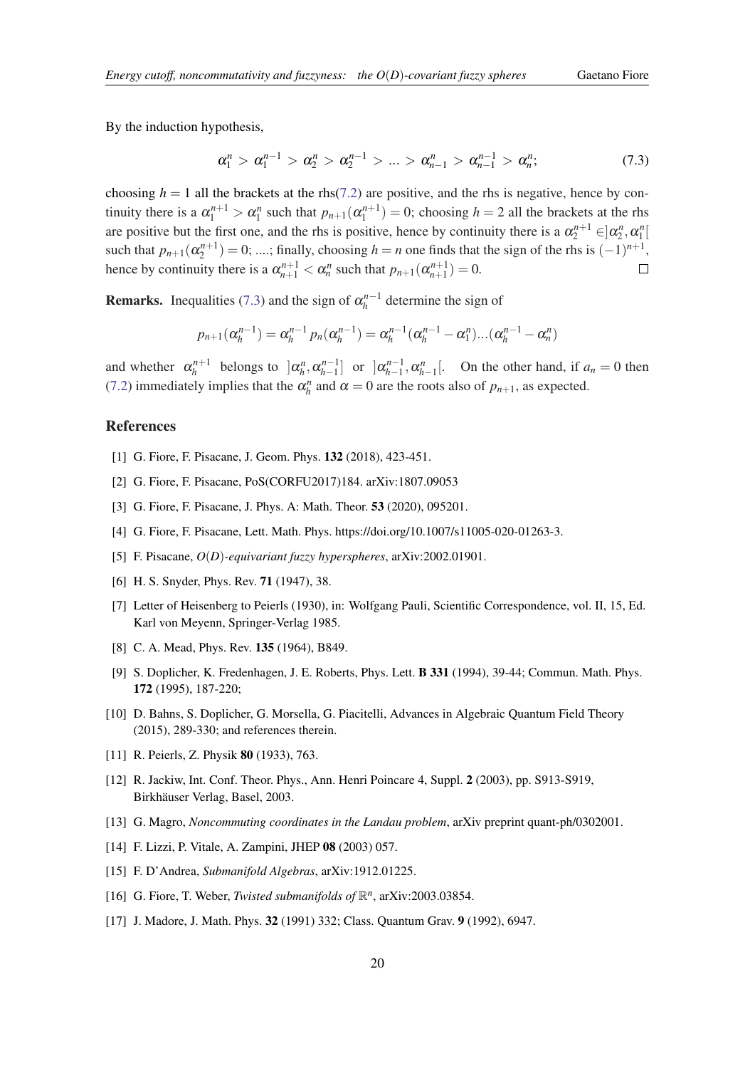By the induction hypothesis,

$$\alpha_1^n > \alpha_1^{n-1} > \alpha_2^n > \alpha_2^{n-1} > \dots > \alpha_{n-1}^n > \alpha_{n-1}^{n-1} > \alpha_n^n; \tag{7.3}$$

choosing $h=1$ all the brackets at the rhs(7.2) are positive, and the rhs is negative, hence by continuity there is a $\alpha_1^{n+1} > \alpha_1^n$ such that $p_{n+1}(\alpha_1^{n+1})=0$; choosing $h=2$ all the brackets at the rhs are positive but the first one, and the rhs is positive, hence by continuity there is a $\alpha_2^{n+1} \in ]\alpha_2^n, \alpha_1^n[$ such that $p_{n+1}(\alpha_2^{n+1})=0$; ....; finally, choosing $h=n$ one finds that the sign of the rhs is $(-1)^{n+1}$, hence by continuity there is a $\alpha_{n+1}^{n+1} < \alpha_n^n$ such that $p_{n+1}(\alpha_{n+1}^{n+1})=0$. □

**Remarks.** Inequalities (7.3) and the sign of $\alpha_h^{n-1}$ determine the sign of

$$p_{n+1}(\alpha_h^{n-1}) = \alpha_h^{n-1}\, p_n(\alpha_h^{n-1}) = \alpha_h^{n-1}(\alpha_h^{n-1}-\alpha_1^n)...(\alpha_h^{n-1}-\alpha_n^n)$$

and whether $\alpha_h^{n+1}$ belongs to $]\alpha_h^n, \alpha_{h-1}^{n-1}]$ or $]\alpha_{h-1}^{n-1}, \alpha_{h-1}^n[$. On the other hand, if $a_n = 0$ then (7.2) immediately implies that the $\alpha_h^n$ and $\alpha = 0$ are the roots also of $p_{n+1}$, as expected.

## References

[1] G. Fiore, F. Pisacane, J. Geom. Phys. **132** (2018), 423-451.

[2] G. Fiore, F. Pisacane, PoS(CORFU2017)184. arXiv:1807.09053

[3] G. Fiore, F. Pisacane, J. Phys. A: Math. Theor. **53** (2020), 095201.

[4] G. Fiore, F. Pisacane, Lett. Math. Phys. https://doi.org/10.1007/s11005-020-01263-3.

[5] F. Pisacane, *O(D)-equivariant fuzzy hyperspheres*, arXiv:2002.01901.

[6] H. S. Snyder, Phys. Rev. **71** (1947), 38.

[7] Letter of Heisenberg to Peierls (1930), in: Wolfgang Pauli, Scientific Correspondence, vol. II, 15, Ed. Karl von Meyenn, Springer-Verlag 1985.

[8] C. A. Mead, Phys. Rev. **135** (1964), B849.

[9] S. Doplicher, K. Fredenhagen, J. E. Roberts, Phys. Lett. **B 331** (1994), 39-44; Commun. Math. Phys. **172** (1995), 187-220;

[10] D. Bahns, S. Doplicher, G. Morsella, G. Piacitelli, Advances in Algebraic Quantum Field Theory (2015), 289-330; and references therein.

[11] R. Peierls, Z. Physik **80** (1933), 763.

[12] R. Jackiw, Int. Conf. Theor. Phys., Ann. Henri Poincare 4, Suppl. **2** (2003), pp. S913-S919, Birkhäuser Verlag, Basel, 2003.

[13] G. Magro, *Noncommuting coordinates in the Landau problem*, arXiv preprint quant-ph/0302001.

[14] F. Lizzi, P. Vitale, A. Zampini, JHEP **08** (2003) 057.

[15] F. D'Andrea, *Submanifold Algebras*, arXiv:1912.01225.

[16] G. Fiore, T. Weber, *Twisted submanifolds of* $\mathbb{R}^n$, arXiv:2003.03854.

[17] J. Madore, J. Math. Phys. **32** (1991) 332; Class. Quantum Grav. **9** (1992), 6947.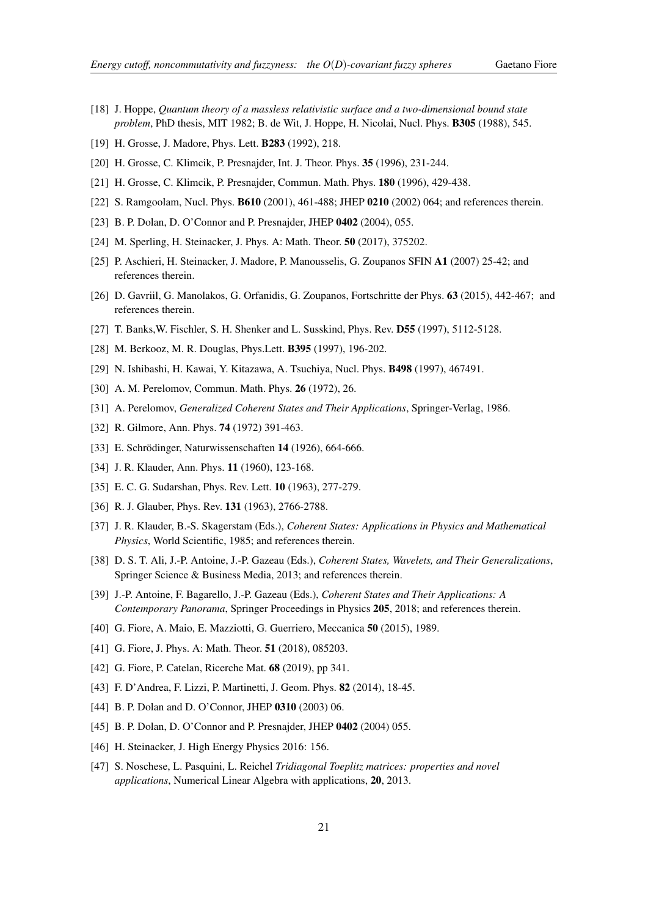[18] J. Hoppe, *Quantum theory of a massless relativistic surface and a two-dimensional bound state problem*, PhD thesis, MIT 1982; B. de Wit, J. Hoppe, H. Nicolai, Nucl. Phys. **B305** (1988), 545.

[19] H. Grosse, J. Madore, Phys. Lett. **B283** (1992), 218.

[20] H. Grosse, C. Klimcik, P. Presnajder, Int. J. Theor. Phys. **35** (1996), 231-244.

[21] H. Grosse, C. Klimcik, P. Presnajder, Commun. Math. Phys. **180** (1996), 429-438.

[22] S. Ramgoolam, Nucl. Phys. **B610** (2001), 461-488; JHEP **0210** (2002) 064; and references therein.

[23] B. P. Dolan, D. O'Connor and P. Presnajder, JHEP **0402** (2004), 055.

[24] M. Sperling, H. Steinacker, J. Phys. A: Math. Theor. **50** (2017), 375202.

[25] P. Aschieri, H. Steinacker, J. Madore, P. Manousselis, G. Zoupanos SFIN **A1** (2007) 25-42; and references therein.

[26] D. Gavriil, G. Manolakos, G. Orfanidis, G. Zoupanos, Fortschritte der Phys. **63** (2015), 442-467; and references therein.

[27] T. Banks,W. Fischler, S. H. Shenker and L. Susskind, Phys. Rev. **D55** (1997), 5112-5128.

[28] M. Berkooz, M. R. Douglas, Phys.Lett. **B395** (1997), 196-202.

[29] N. Ishibashi, H. Kawai, Y. Kitazawa, A. Tsuchiya, Nucl. Phys. **B498** (1997), 467491.

[30] A. M. Perelomov, Commun. Math. Phys. **26** (1972), 26.

[31] A. Perelomov, *Generalized Coherent States and Their Applications*, Springer-Verlag, 1986.

[32] R. Gilmore, Ann. Phys. **74** (1972) 391-463.

[33] E. Schrödinger, Naturwissenschaften **14** (1926), 664-666.

[34] J. R. Klauder, Ann. Phys. **11** (1960), 123-168.

[35] E. C. G. Sudarshan, Phys. Rev. Lett. **10** (1963), 277-279.

[36] R. J. Glauber, Phys. Rev. **131** (1963), 2766-2788.

[37] J. R. Klauder, B.-S. Skagerstam (Eds.), *Coherent States: Applications in Physics and Mathematical Physics*, World Scientific, 1985; and references therein.

[38] D. S. T. Ali, J.-P. Antoine, J.-P. Gazeau (Eds.), *Coherent States, Wavelets, and Their Generalizations*, Springer Science & Business Media, 2013; and references therein.

[39] J.-P. Antoine, F. Bagarello, J.-P. Gazeau (Eds.), *Coherent States and Their Applications: A Contemporary Panorama*, Springer Proceedings in Physics **205**, 2018; and references therein.

[40] G. Fiore, A. Maio, E. Mazziotti, G. Guerriero, Meccanica **50** (2015), 1989.

[41] G. Fiore, J. Phys. A: Math. Theor. **51** (2018), 085203.

[42] G. Fiore, P. Catelan, Ricerche Mat. **68** (2019), pp 341.

[43] F. D'Andrea, F. Lizzi, P. Martinetti, J. Geom. Phys. **82** (2014), 18-45.

[44] B. P. Dolan and D. O'Connor, JHEP **0310** (2003) 06.

[45] B. P. Dolan, D. O'Connor and P. Presnajder, JHEP **0402** (2004) 055.

[46] H. Steinacker, J. High Energy Physics 2016: 156.

[47] S. Noschese, L. Pasquini, L. Reichel *Tridiagonal Toeplitz matrices: properties and novel applications*, Numerical Linear Algebra with applications, **20**, 2013.